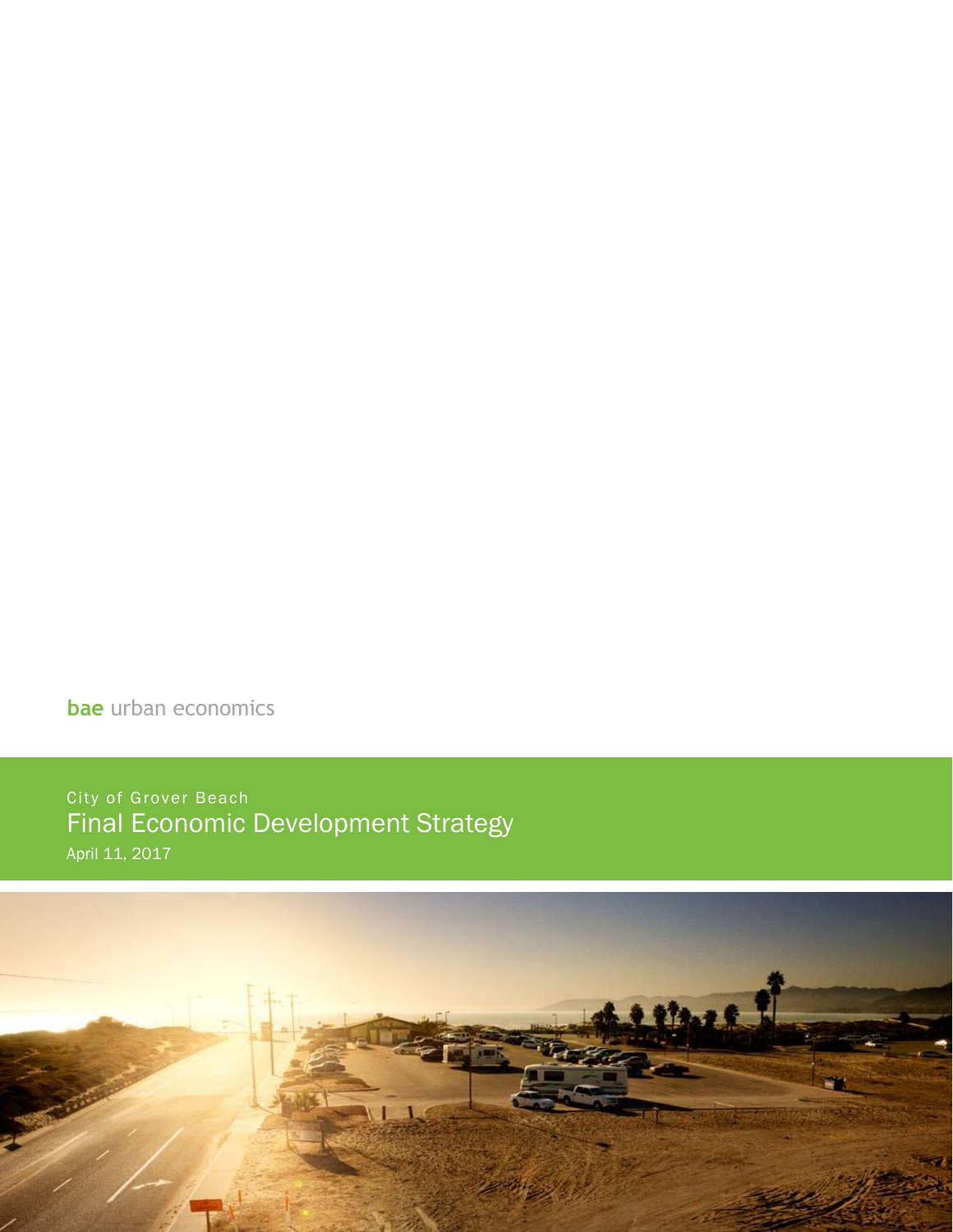bae urban economics

City of Grover Beach

# Final Economic Development Strategy

April 11, 2017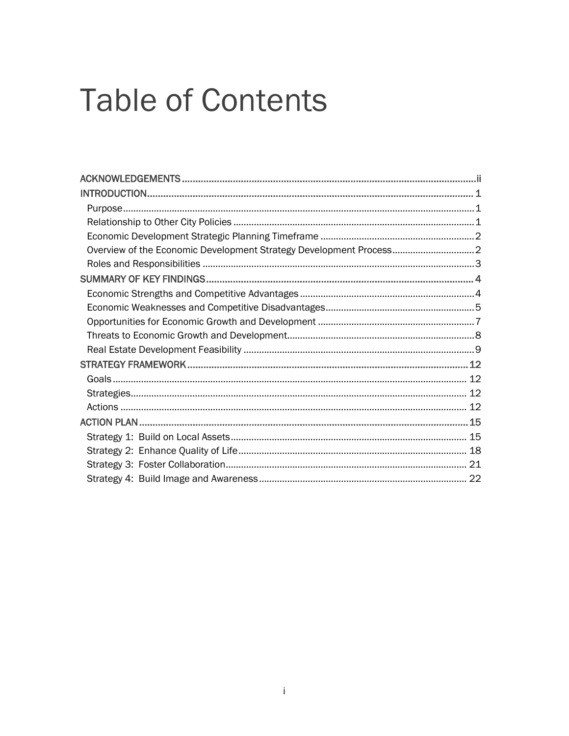# Table of Contents

ACKNOWLEDGEMENTS ............................................................ ii
INTRODUCTION ............................................................ 1
- Purpose ............................................................ 1
- Relationship to Other City Policies ............................................................ 1
- Economic Development Strategic Planning Timeframe ............................................................ 2
- Overview of the Economic Development Strategy Development Process ............................................................ 2
- Roles and Responsibilities ............................................................ 3

SUMMARY OF KEY FINDINGS ............................................................ 4
- Economic Strengths and Competitive Advantages ............................................................ 4
- Economic Weaknesses and Competitive Disadvantages ............................................................ 5
- Opportunities for Economic Growth and Development ............................................................ 7
- Threats to Economic Growth and Development ............................................................ 8
- Real Estate Development Feasibility ............................................................ 9

STRATEGY FRAMEWORK ............................................................ 12
- Goals ............................................................ 12
- Strategies ............................................................ 12
- Actions ............................................................ 12

ACTION PLAN ............................................................ 15
- Strategy 1: Build on Local Assets ............................................................ 15
- Strategy 2: Enhance Quality of Life ............................................................ 18
- Strategy 3: Foster Collaboration ............................................................ 21
- Strategy 4: Build Image and Awareness ............................................................ 22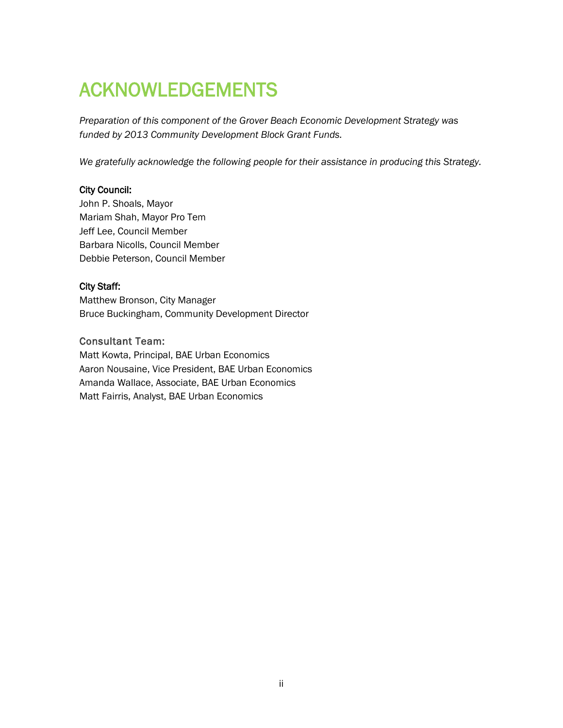# ACKNOWLEDGEMENTS

*Preparation of this component of the Grover Beach Economic Development Strategy was funded by 2013 Community Development Block Grant Funds.*

*We gratefully acknowledge the following people for their assistance in producing this Strategy.*

**City Council:**
John P. Shoals, Mayor
Mariam Shah, Mayor Pro Tem
Jeff Lee, Council Member
Barbara Nicolls, Council Member
Debbie Peterson, Council Member

**City Staff:**
Matthew Bronson, City Manager
Bruce Buckingham, Community Development Director

**Consultant Team:**
Matt Kowta, Principal, BAE Urban Economics
Aaron Nousaine, Vice President, BAE Urban Economics
Amanda Wallace, Associate, BAE Urban Economics
Matt Fairris, Analyst, BAE Urban Economics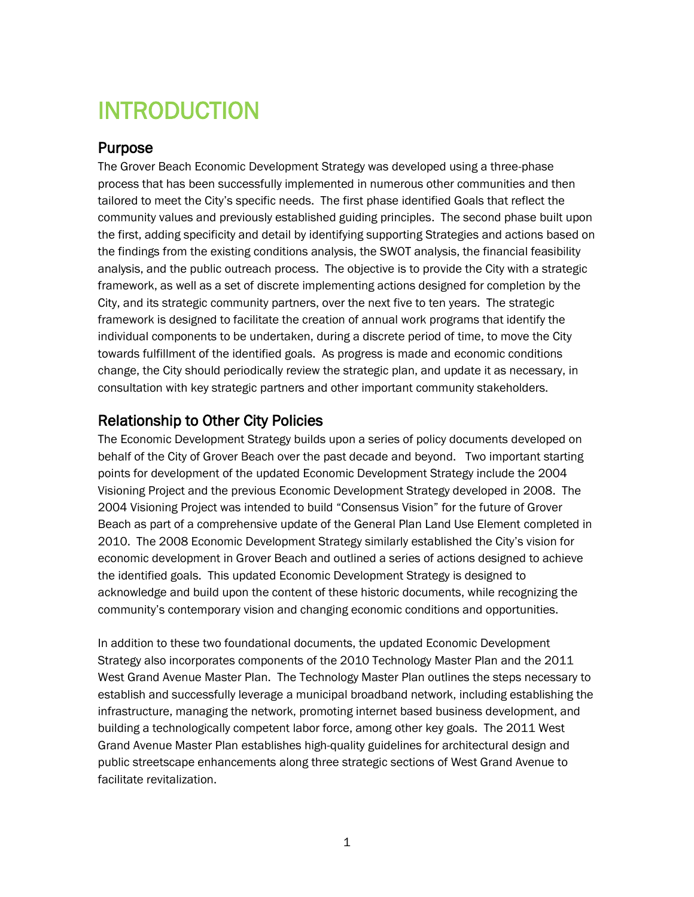# INTRODUCTION

## Purpose

The Grover Beach Economic Development Strategy was developed using a three-phase process that has been successfully implemented in numerous other communities and then tailored to meet the City's specific needs. The first phase identified Goals that reflect the community values and previously established guiding principles. The second phase built upon the first, adding specificity and detail by identifying supporting Strategies and actions based on the findings from the existing conditions analysis, the SWOT analysis, the financial feasibility analysis, and the public outreach process. The objective is to provide the City with a strategic framework, as well as a set of discrete implementing actions designed for completion by the City, and its strategic community partners, over the next five to ten years. The strategic framework is designed to facilitate the creation of annual work programs that identify the individual components to be undertaken, during a discrete period of time, to move the City towards fulfillment of the identified goals. As progress is made and economic conditions change, the City should periodically review the strategic plan, and update it as necessary, in consultation with key strategic partners and other important community stakeholders.

## Relationship to Other City Policies

The Economic Development Strategy builds upon a series of policy documents developed on behalf of the City of Grover Beach over the past decade and beyond. Two important starting points for development of the updated Economic Development Strategy include the 2004 Visioning Project and the previous Economic Development Strategy developed in 2008. The 2004 Visioning Project was intended to build "Consensus Vision" for the future of Grover Beach as part of a comprehensive update of the General Plan Land Use Element completed in 2010. The 2008 Economic Development Strategy similarly established the City's vision for economic development in Grover Beach and outlined a series of actions designed to achieve the identified goals. This updated Economic Development Strategy is designed to acknowledge and build upon the content of these historic documents, while recognizing the community's contemporary vision and changing economic conditions and opportunities.

In addition to these two foundational documents, the updated Economic Development Strategy also incorporates components of the 2010 Technology Master Plan and the 2011 West Grand Avenue Master Plan. The Technology Master Plan outlines the steps necessary to establish and successfully leverage a municipal broadband network, including establishing the infrastructure, managing the network, promoting internet based business development, and building a technologically competent labor force, among other key goals. The 2011 West Grand Avenue Master Plan establishes high-quality guidelines for architectural design and public streetscape enhancements along three strategic sections of West Grand Avenue to facilitate revitalization.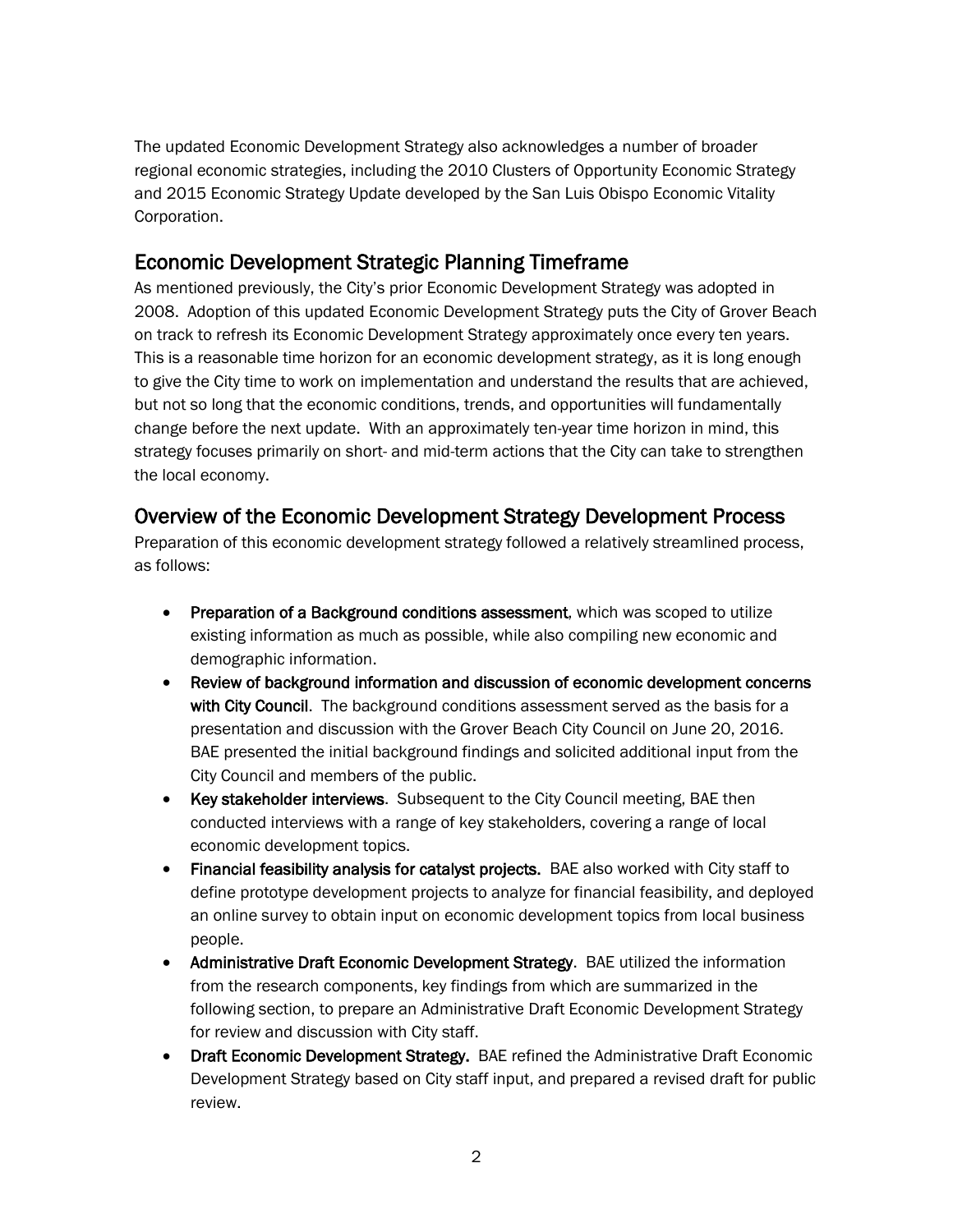The updated Economic Development Strategy also acknowledges a number of broader regional economic strategies, including the 2010 Clusters of Opportunity Economic Strategy and 2015 Economic Strategy Update developed by the San Luis Obispo Economic Vitality Corporation.

## Economic Development Strategic Planning Timeframe

As mentioned previously, the City's prior Economic Development Strategy was adopted in 2008. Adoption of this updated Economic Development Strategy puts the City of Grover Beach on track to refresh its Economic Development Strategy approximately once every ten years. This is a reasonable time horizon for an economic development strategy, as it is long enough to give the City time to work on implementation and understand the results that are achieved, but not so long that the economic conditions, trends, and opportunities will fundamentally change before the next update. With an approximately ten-year time horizon in mind, this strategy focuses primarily on short- and mid-term actions that the City can take to strengthen the local economy.

## Overview of the Economic Development Strategy Development Process

Preparation of this economic development strategy followed a relatively streamlined process, as follows:

- **Preparation of a Background conditions assessment**, which was scoped to utilize existing information as much as possible, while also compiling new economic and demographic information.
- **Review of background information and discussion of economic development concerns with City Council**. The background conditions assessment served as the basis for a presentation and discussion with the Grover Beach City Council on June 20, 2016. BAE presented the initial background findings and solicited additional input from the City Council and members of the public.
- **Key stakeholder interviews**. Subsequent to the City Council meeting, BAE then conducted interviews with a range of key stakeholders, covering a range of local economic development topics.
- **Financial feasibility analysis for catalyst projects.** BAE also worked with City staff to define prototype development projects to analyze for financial feasibility, and deployed an online survey to obtain input on economic development topics from local business people.
- **Administrative Draft Economic Development Strategy**. BAE utilized the information from the research components, key findings from which are summarized in the following section, to prepare an Administrative Draft Economic Development Strategy for review and discussion with City staff.
- **Draft Economic Development Strategy.** BAE refined the Administrative Draft Economic Development Strategy based on City staff input, and prepared a revised draft for public review.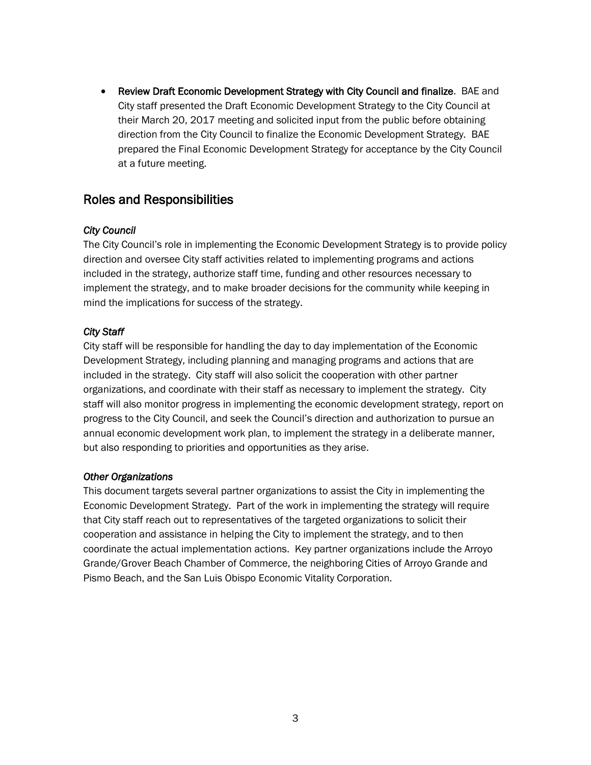- **Review Draft Economic Development Strategy with City Council and finalize**. BAE and City staff presented the Draft Economic Development Strategy to the City Council at their March 20, 2017 meeting and solicited input from the public before obtaining direction from the City Council to finalize the Economic Development Strategy. BAE prepared the Final Economic Development Strategy for acceptance by the City Council at a future meeting.

## Roles and Responsibilities

### *City Council*

The City Council's role in implementing the Economic Development Strategy is to provide policy direction and oversee City staff activities related to implementing programs and actions included in the strategy, authorize staff time, funding and other resources necessary to implement the strategy, and to make broader decisions for the community while keeping in mind the implications for success of the strategy.

### *City Staff*

City staff will be responsible for handling the day to day implementation of the Economic Development Strategy, including planning and managing programs and actions that are included in the strategy. City staff will also solicit the cooperation with other partner organizations, and coordinate with their staff as necessary to implement the strategy. City staff will also monitor progress in implementing the economic development strategy, report on progress to the City Council, and seek the Council's direction and authorization to pursue an annual economic development work plan, to implement the strategy in a deliberate manner, but also responding to priorities and opportunities as they arise.

### *Other Organizations*

This document targets several partner organizations to assist the City in implementing the Economic Development Strategy. Part of the work in implementing the strategy will require that City staff reach out to representatives of the targeted organizations to solicit their cooperation and assistance in helping the City to implement the strategy, and to then coordinate the actual implementation actions. Key partner organizations include the Arroyo Grande/Grover Beach Chamber of Commerce, the neighboring Cities of Arroyo Grande and Pismo Beach, and the San Luis Obispo Economic Vitality Corporation.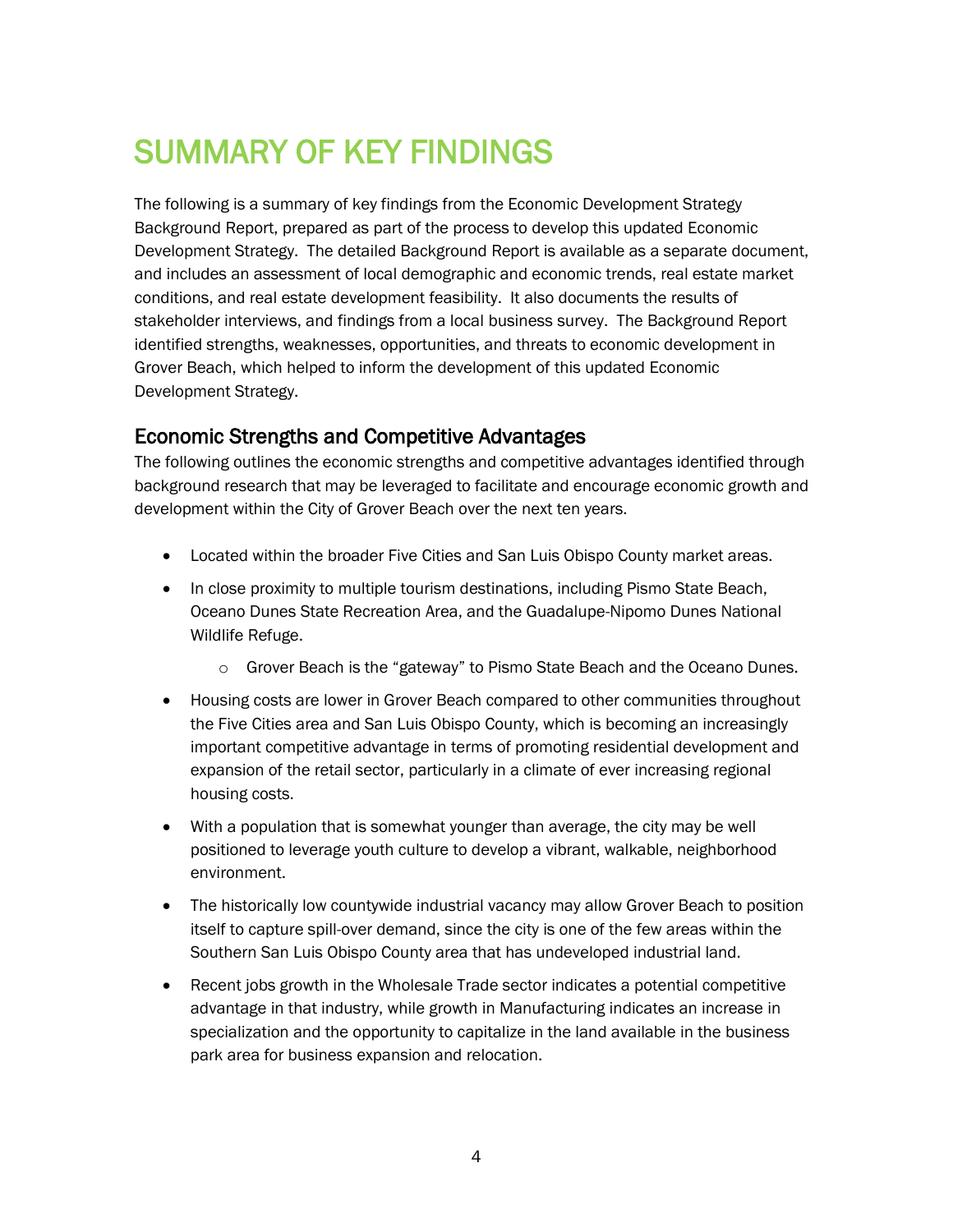# SUMMARY OF KEY FINDINGS

The following is a summary of key findings from the Economic Development Strategy Background Report, prepared as part of the process to develop this updated Economic Development Strategy. The detailed Background Report is available as a separate document, and includes an assessment of local demographic and economic trends, real estate market conditions, and real estate development feasibility. It also documents the results of stakeholder interviews, and findings from a local business survey. The Background Report identified strengths, weaknesses, opportunities, and threats to economic development in Grover Beach, which helped to inform the development of this updated Economic Development Strategy.

## Economic Strengths and Competitive Advantages

The following outlines the economic strengths and competitive advantages identified through background research that may be leveraged to facilitate and encourage economic growth and development within the City of Grover Beach over the next ten years.

- Located within the broader Five Cities and San Luis Obispo County market areas.
- In close proximity to multiple tourism destinations, including Pismo State Beach, Oceano Dunes State Recreation Area, and the Guadalupe-Nipomo Dunes National Wildlife Refuge.
    - Grover Beach is the "gateway" to Pismo State Beach and the Oceano Dunes.
- Housing costs are lower in Grover Beach compared to other communities throughout the Five Cities area and San Luis Obispo County, which is becoming an increasingly important competitive advantage in terms of promoting residential development and expansion of the retail sector, particularly in a climate of ever increasing regional housing costs.
- With a population that is somewhat younger than average, the city may be well positioned to leverage youth culture to develop a vibrant, walkable, neighborhood environment.
- The historically low countywide industrial vacancy may allow Grover Beach to position itself to capture spill-over demand, since the city is one of the few areas within the Southern San Luis Obispo County area that has undeveloped industrial land.
- Recent jobs growth in the Wholesale Trade sector indicates a potential competitive advantage in that industry, while growth in Manufacturing indicates an increase in specialization and the opportunity to capitalize in the land available in the business park area for business expansion and relocation.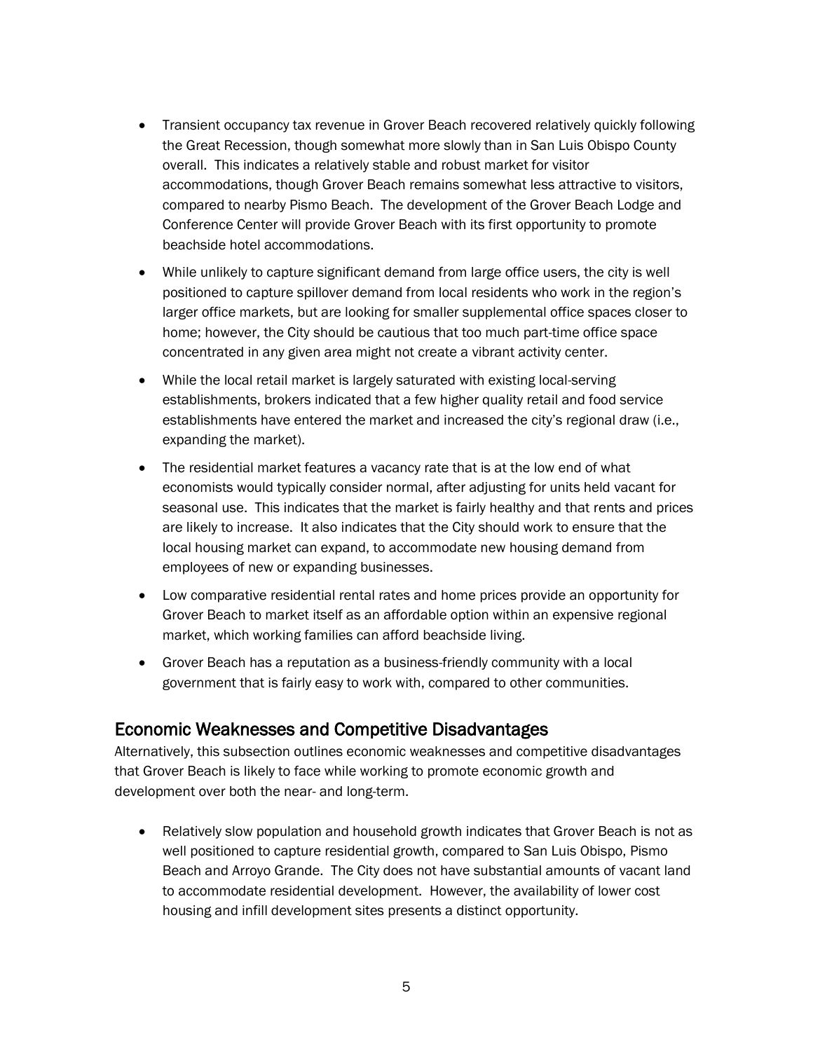- Transient occupancy tax revenue in Grover Beach recovered relatively quickly following the Great Recession, though somewhat more slowly than in San Luis Obispo County overall. This indicates a relatively stable and robust market for visitor accommodations, though Grover Beach remains somewhat less attractive to visitors, compared to nearby Pismo Beach. The development of the Grover Beach Lodge and Conference Center will provide Grover Beach with its first opportunity to promote beachside hotel accommodations.
- While unlikely to capture significant demand from large office users, the city is well positioned to capture spillover demand from local residents who work in the region's larger office markets, but are looking for smaller supplemental office spaces closer to home; however, the City should be cautious that too much part-time office space concentrated in any given area might not create a vibrant activity center.
- While the local retail market is largely saturated with existing local-serving establishments, brokers indicated that a few higher quality retail and food service establishments have entered the market and increased the city's regional draw (i.e., expanding the market).
- The residential market features a vacancy rate that is at the low end of what economists would typically consider normal, after adjusting for units held vacant for seasonal use. This indicates that the market is fairly healthy and that rents and prices are likely to increase. It also indicates that the City should work to ensure that the local housing market can expand, to accommodate new housing demand from employees of new or expanding businesses.
- Low comparative residential rental rates and home prices provide an opportunity for Grover Beach to market itself as an affordable option within an expensive regional market, which working families can afford beachside living.
- Grover Beach has a reputation as a business-friendly community with a local government that is fairly easy to work with, compared to other communities.

## Economic Weaknesses and Competitive Disadvantages

Alternatively, this subsection outlines economic weaknesses and competitive disadvantages that Grover Beach is likely to face while working to promote economic growth and development over both the near- and long-term.

- Relatively slow population and household growth indicates that Grover Beach is not as well positioned to capture residential growth, compared to San Luis Obispo, Pismo Beach and Arroyo Grande. The City does not have substantial amounts of vacant land to accommodate residential development. However, the availability of lower cost housing and infill development sites presents a distinct opportunity.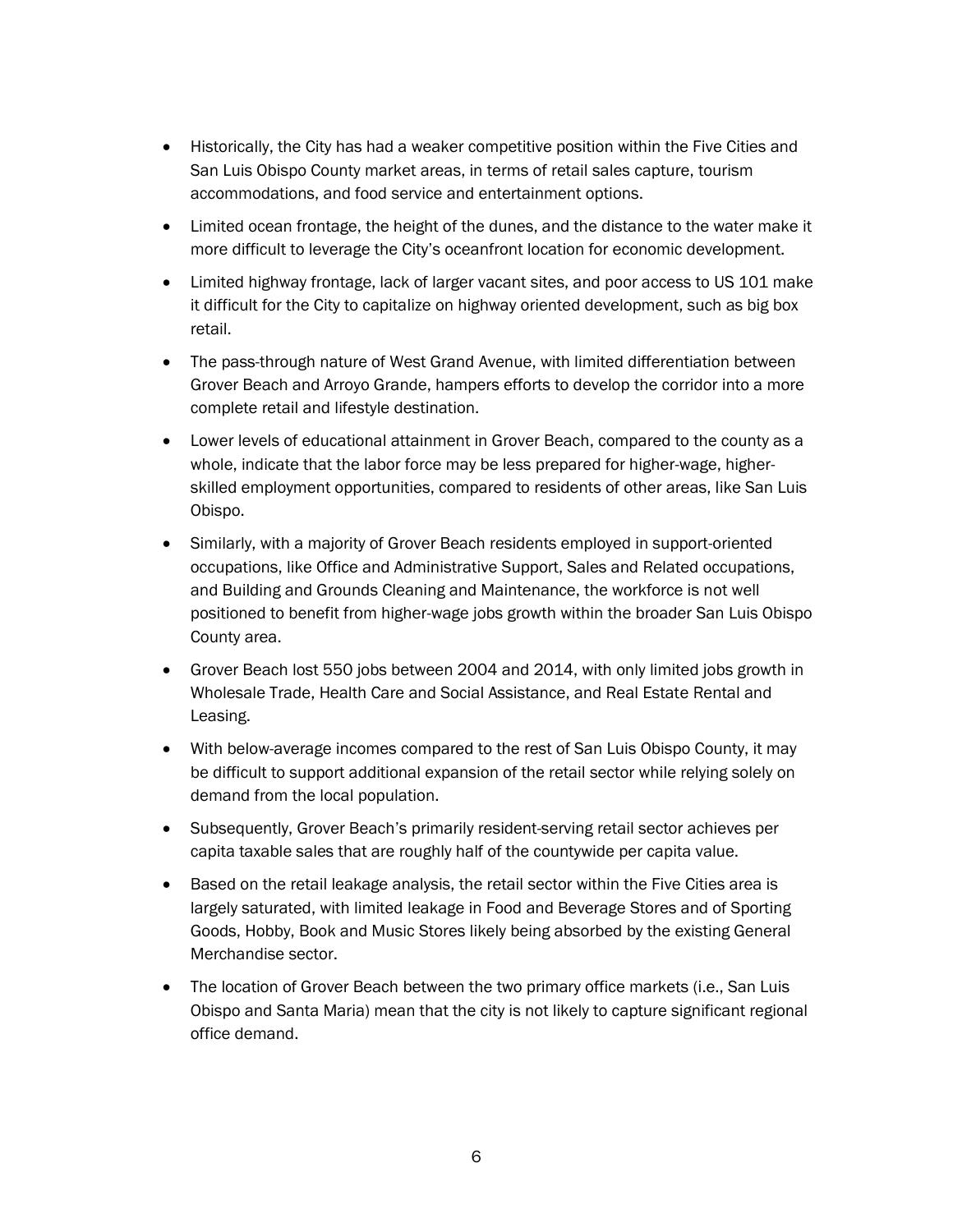- Historically, the City has had a weaker competitive position within the Five Cities and San Luis Obispo County market areas, in terms of retail sales capture, tourism accommodations, and food service and entertainment options.
- Limited ocean frontage, the height of the dunes, and the distance to the water make it more difficult to leverage the City's oceanfront location for economic development.
- Limited highway frontage, lack of larger vacant sites, and poor access to US 101 make it difficult for the City to capitalize on highway oriented development, such as big box retail.
- The pass-through nature of West Grand Avenue, with limited differentiation between Grover Beach and Arroyo Grande, hampers efforts to develop the corridor into a more complete retail and lifestyle destination.
- Lower levels of educational attainment in Grover Beach, compared to the county as a whole, indicate that the labor force may be less prepared for higher-wage, higher-skilled employment opportunities, compared to residents of other areas, like San Luis Obispo.
- Similarly, with a majority of Grover Beach residents employed in support-oriented occupations, like Office and Administrative Support, Sales and Related occupations, and Building and Grounds Cleaning and Maintenance, the workforce is not well positioned to benefit from higher-wage jobs growth within the broader San Luis Obispo County area.
- Grover Beach lost 550 jobs between 2004 and 2014, with only limited jobs growth in Wholesale Trade, Health Care and Social Assistance, and Real Estate Rental and Leasing.
- With below-average incomes compared to the rest of San Luis Obispo County, it may be difficult to support additional expansion of the retail sector while relying solely on demand from the local population.
- Subsequently, Grover Beach's primarily resident-serving retail sector achieves per capita taxable sales that are roughly half of the countywide per capita value.
- Based on the retail leakage analysis, the retail sector within the Five Cities area is largely saturated, with limited leakage in Food and Beverage Stores and of Sporting Goods, Hobby, Book and Music Stores likely being absorbed by the existing General Merchandise sector.
- The location of Grover Beach between the two primary office markets (i.e., San Luis Obispo and Santa Maria) mean that the city is not likely to capture significant regional office demand.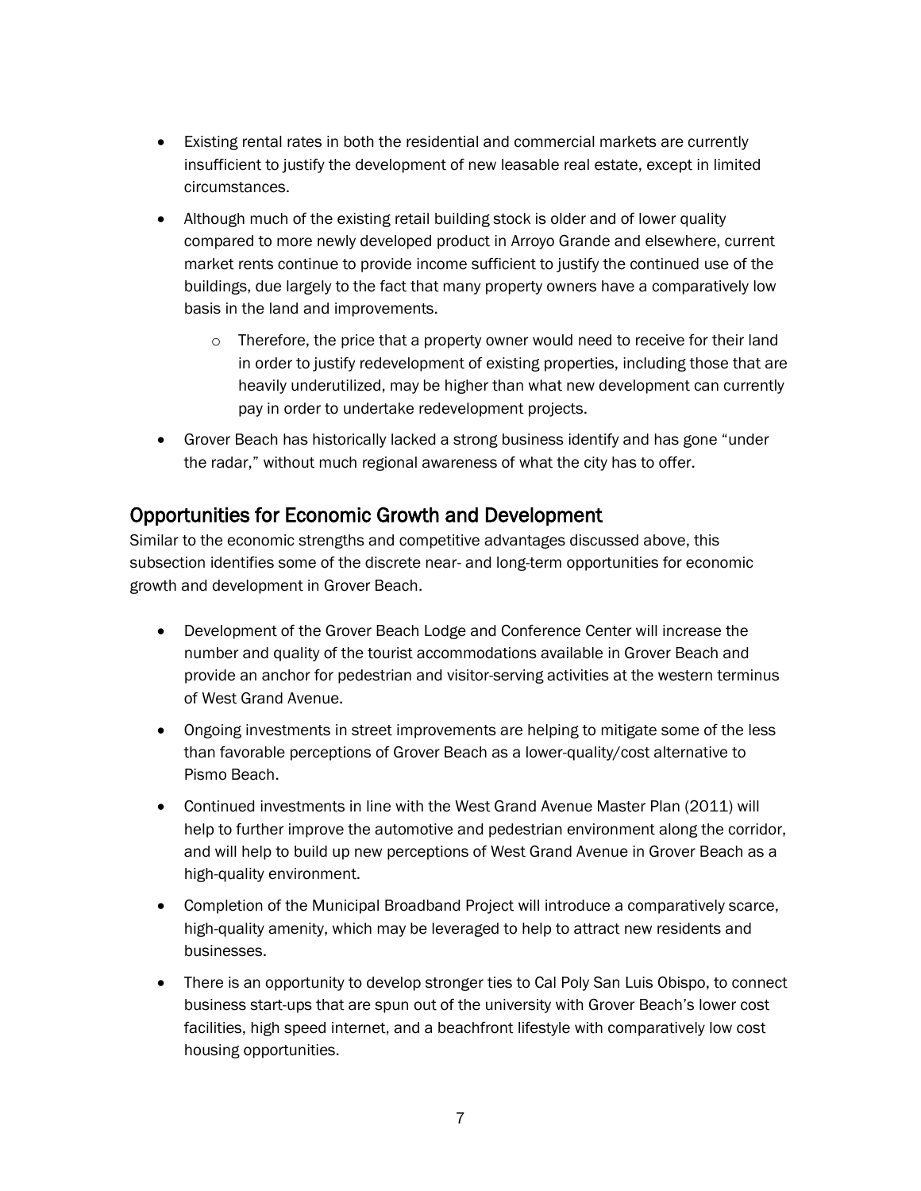- Existing rental rates in both the residential and commercial markets are currently insufficient to justify the development of new leasable real estate, except in limited circumstances.
- Although much of the existing retail building stock is older and of lower quality compared to more newly developed product in Arroyo Grande and elsewhere, current market rents continue to provide income sufficient to justify the continued use of the buildings, due largely to the fact that many property owners have a comparatively low basis in the land and improvements.
    - Therefore, the price that a property owner would need to receive for their land in order to justify redevelopment of existing properties, including those that are heavily underutilized, may be higher than what new development can currently pay in order to undertake redevelopment projects.
- Grover Beach has historically lacked a strong business identify and has gone "under the radar," without much regional awareness of what the city has to offer.

## Opportunities for Economic Growth and Development

Similar to the economic strengths and competitive advantages discussed above, this subsection identifies some of the discrete near- and long-term opportunities for economic growth and development in Grover Beach.

- Development of the Grover Beach Lodge and Conference Center will increase the number and quality of the tourist accommodations available in Grover Beach and provide an anchor for pedestrian and visitor-serving activities at the western terminus of West Grand Avenue.
- Ongoing investments in street improvements are helping to mitigate some of the less than favorable perceptions of Grover Beach as a lower-quality/cost alternative to Pismo Beach.
- Continued investments in line with the West Grand Avenue Master Plan (2011) will help to further improve the automotive and pedestrian environment along the corridor, and will help to build up new perceptions of West Grand Avenue in Grover Beach as a high-quality environment.
- Completion of the Municipal Broadband Project will introduce a comparatively scarce, high-quality amenity, which may be leveraged to help to attract new residents and businesses.
- There is an opportunity to develop stronger ties to Cal Poly San Luis Obispo, to connect business start-ups that are spun out of the university with Grover Beach's lower cost facilities, high speed internet, and a beachfront lifestyle with comparatively low cost housing opportunities.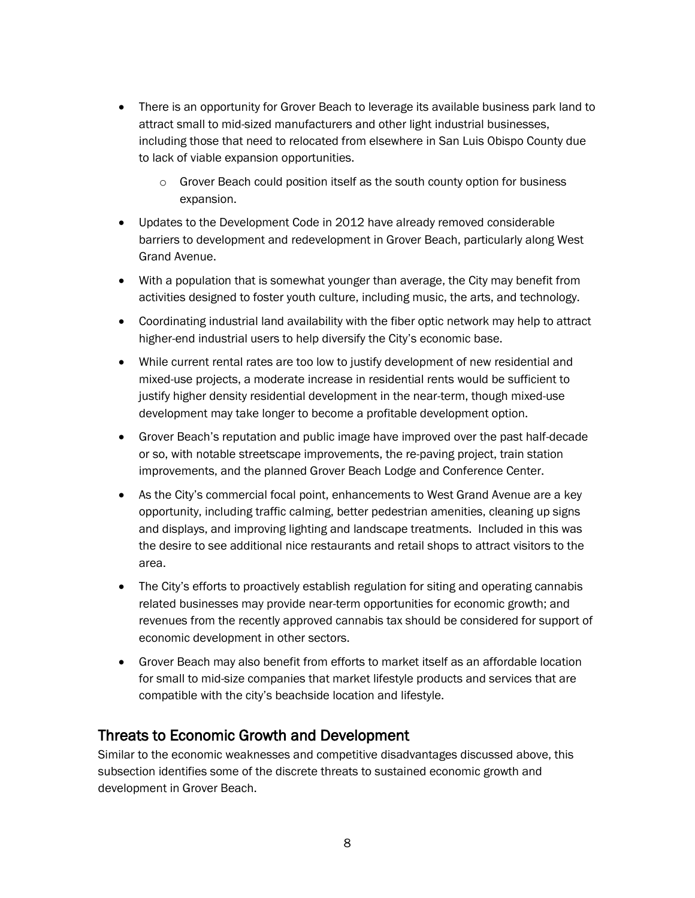- There is an opportunity for Grover Beach to leverage its available business park land to attract small to mid-sized manufacturers and other light industrial businesses, including those that need to relocated from elsewhere in San Luis Obispo County due to lack of viable expansion opportunities.
  - Grover Beach could position itself as the south county option for business expansion.
- Updates to the Development Code in 2012 have already removed considerable barriers to development and redevelopment in Grover Beach, particularly along West Grand Avenue.
- With a population that is somewhat younger than average, the City may benefit from activities designed to foster youth culture, including music, the arts, and technology.
- Coordinating industrial land availability with the fiber optic network may help to attract higher-end industrial users to help diversify the City's economic base.
- While current rental rates are too low to justify development of new residential and mixed-use projects, a moderate increase in residential rents would be sufficient to justify higher density residential development in the near-term, though mixed-use development may take longer to become a profitable development option.
- Grover Beach's reputation and public image have improved over the past half-decade or so, with notable streetscape improvements, the re-paving project, train station improvements, and the planned Grover Beach Lodge and Conference Center.
- As the City's commercial focal point, enhancements to West Grand Avenue are a key opportunity, including traffic calming, better pedestrian amenities, cleaning up signs and displays, and improving lighting and landscape treatments. Included in this was the desire to see additional nice restaurants and retail shops to attract visitors to the area.
- The City's efforts to proactively establish regulation for siting and operating cannabis related businesses may provide near-term opportunities for economic growth; and revenues from the recently approved cannabis tax should be considered for support of economic development in other sectors.
- Grover Beach may also benefit from efforts to market itself as an affordable location for small to mid-size companies that market lifestyle products and services that are compatible with the city's beachside location and lifestyle.

## Threats to Economic Growth and Development

Similar to the economic weaknesses and competitive disadvantages discussed above, this subsection identifies some of the discrete threats to sustained economic growth and development in Grover Beach.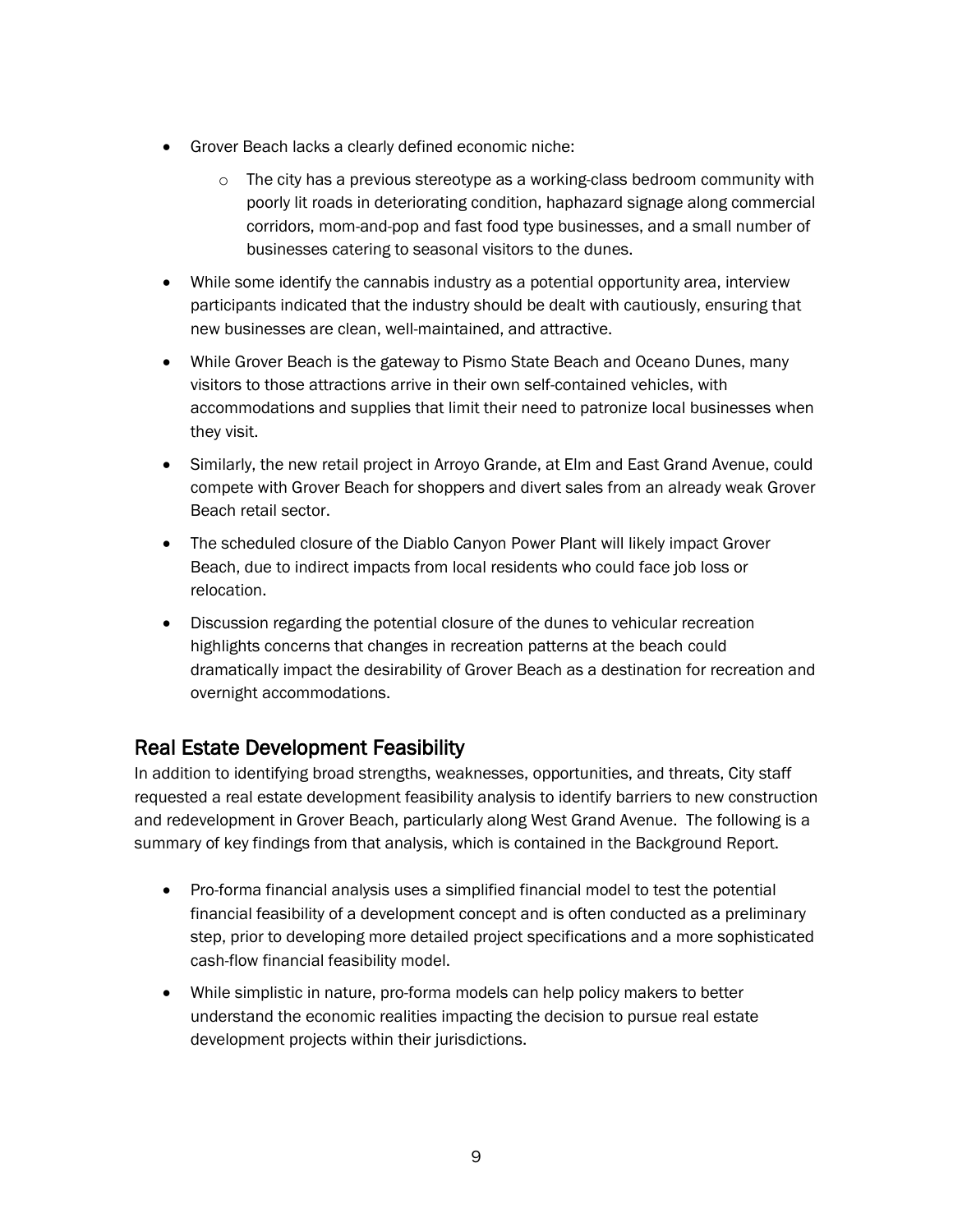- Grover Beach lacks a clearly defined economic niche:
    - The city has a previous stereotype as a working-class bedroom community with poorly lit roads in deteriorating condition, haphazard signage along commercial corridors, mom-and-pop and fast food type businesses, and a small number of businesses catering to seasonal visitors to the dunes.
- While some identify the cannabis industry as a potential opportunity area, interview participants indicated that the industry should be dealt with cautiously, ensuring that new businesses are clean, well-maintained, and attractive.
- While Grover Beach is the gateway to Pismo State Beach and Oceano Dunes, many visitors to those attractions arrive in their own self-contained vehicles, with accommodations and supplies that limit their need to patronize local businesses when they visit.
- Similarly, the new retail project in Arroyo Grande, at Elm and East Grand Avenue, could compete with Grover Beach for shoppers and divert sales from an already weak Grover Beach retail sector.
- The scheduled closure of the Diablo Canyon Power Plant will likely impact Grover Beach, due to indirect impacts from local residents who could face job loss or relocation.
- Discussion regarding the potential closure of the dunes to vehicular recreation highlights concerns that changes in recreation patterns at the beach could dramatically impact the desirability of Grover Beach as a destination for recreation and overnight accommodations.

## Real Estate Development Feasibility

In addition to identifying broad strengths, weaknesses, opportunities, and threats, City staff requested a real estate development feasibility analysis to identify barriers to new construction and redevelopment in Grover Beach, particularly along West Grand Avenue. The following is a summary of key findings from that analysis, which is contained in the Background Report.

- Pro-forma financial analysis uses a simplified financial model to test the potential financial feasibility of a development concept and is often conducted as a preliminary step, prior to developing more detailed project specifications and a more sophisticated cash-flow financial feasibility model.
- While simplistic in nature, pro-forma models can help policy makers to better understand the economic realities impacting the decision to pursue real estate development projects within their jurisdictions.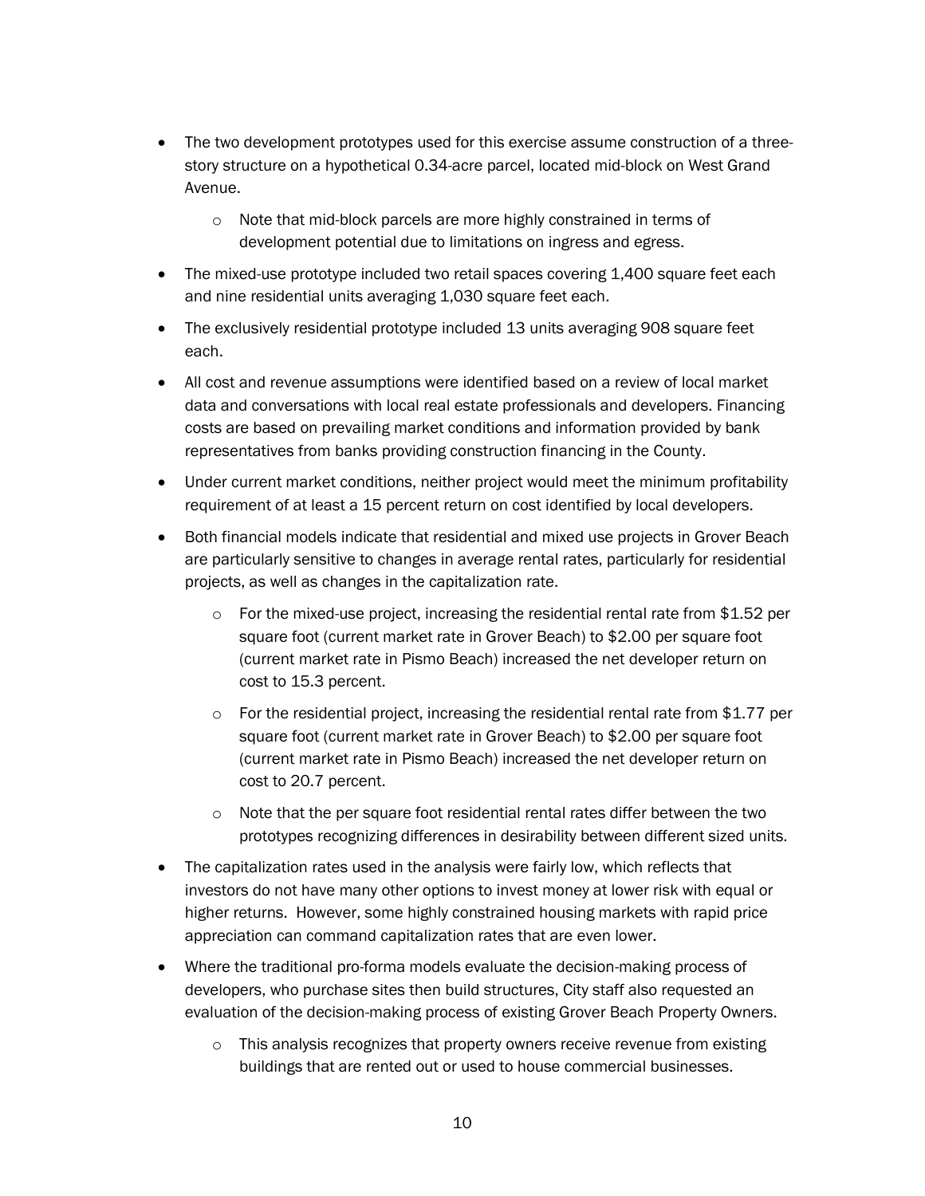- The two development prototypes used for this exercise assume construction of a three-story structure on a hypothetical 0.34-acre parcel, located mid-block on West Grand Avenue.
  - Note that mid-block parcels are more highly constrained in terms of development potential due to limitations on ingress and egress.
- The mixed-use prototype included two retail spaces covering 1,400 square feet each and nine residential units averaging 1,030 square feet each.
- The exclusively residential prototype included 13 units averaging 908 square feet each.
- All cost and revenue assumptions were identified based on a review of local market data and conversations with local real estate professionals and developers. Financing costs are based on prevailing market conditions and information provided by bank representatives from banks providing construction financing in the County.
- Under current market conditions, neither project would meet the minimum profitability requirement of at least a 15 percent return on cost identified by local developers.
- Both financial models indicate that residential and mixed use projects in Grover Beach are particularly sensitive to changes in average rental rates, particularly for residential projects, as well as changes in the capitalization rate.
  - For the mixed-use project, increasing the residential rental rate from $1.52 per square foot (current market rate in Grover Beach) to $2.00 per square foot (current market rate in Pismo Beach) increased the net developer return on cost to 15.3 percent.
  - For the residential project, increasing the residential rental rate from $1.77 per square foot (current market rate in Grover Beach) to $2.00 per square foot (current market rate in Pismo Beach) increased the net developer return on cost to 20.7 percent.
  - Note that the per square foot residential rental rates differ between the two prototypes recognizing differences in desirability between different sized units.
- The capitalization rates used in the analysis were fairly low, which reflects that investors do not have many other options to invest money at lower risk with equal or higher returns. However, some highly constrained housing markets with rapid price appreciation can command capitalization rates that are even lower.
- Where the traditional pro-forma models evaluate the decision-making process of developers, who purchase sites then build structures, City staff also requested an evaluation of the decision-making process of existing Grover Beach Property Owners.
  - This analysis recognizes that property owners receive revenue from existing buildings that are rented out or used to house commercial businesses.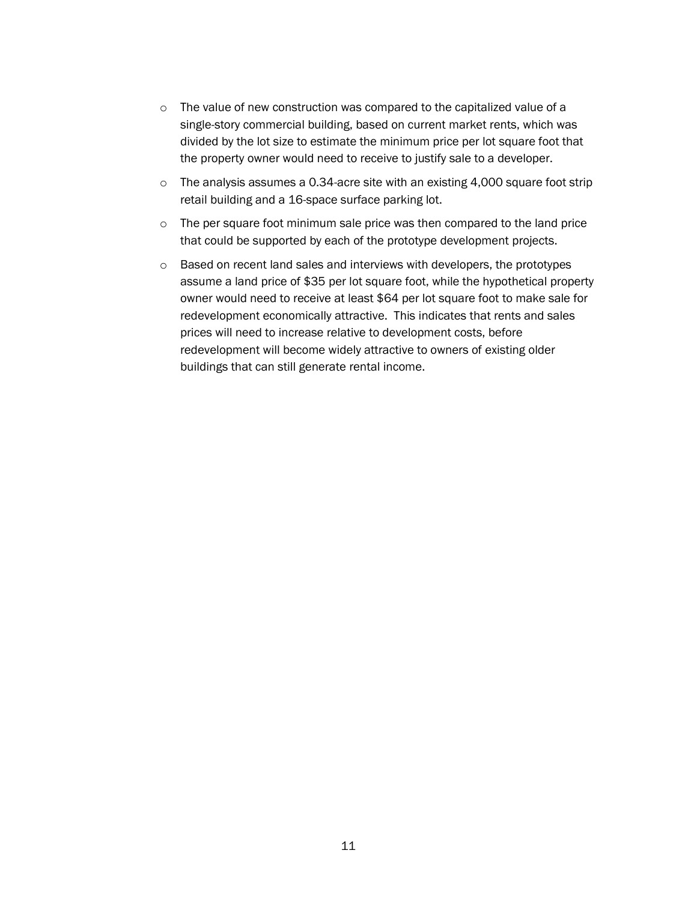- The value of new construction was compared to the capitalized value of a single-story commercial building, based on current market rents, which was divided by the lot size to estimate the minimum price per lot square foot that the property owner would need to receive to justify sale to a developer.
- The analysis assumes a 0.34-acre site with an existing 4,000 square foot strip retail building and a 16-space surface parking lot.
- The per square foot minimum sale price was then compared to the land price that could be supported by each of the prototype development projects.
- Based on recent land sales and interviews with developers, the prototypes assume a land price of $35 per lot square foot, while the hypothetical property owner would need to receive at least $64 per lot square foot to make sale for redevelopment economically attractive. This indicates that rents and sales prices will need to increase relative to development costs, before redevelopment will become widely attractive to owners of existing older buildings that can still generate rental income.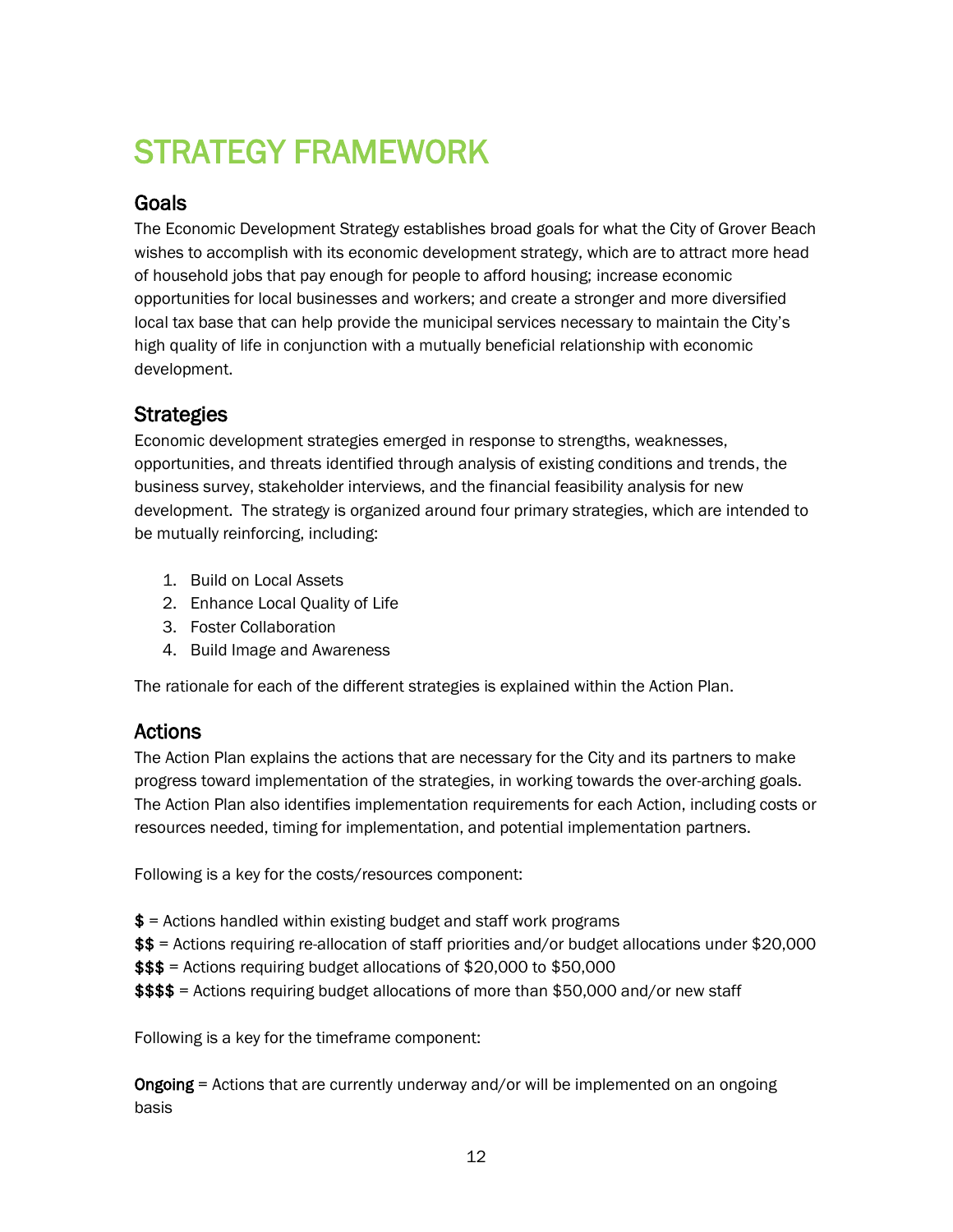# STRATEGY FRAMEWORK

## Goals

The Economic Development Strategy establishes broad goals for what the City of Grover Beach wishes to accomplish with its economic development strategy, which are to attract more head of household jobs that pay enough for people to afford housing; increase economic opportunities for local businesses and workers; and create a stronger and more diversified local tax base that can help provide the municipal services necessary to maintain the City's high quality of life in conjunction with a mutually beneficial relationship with economic development.

## Strategies

Economic development strategies emerged in response to strengths, weaknesses, opportunities, and threats identified through analysis of existing conditions and trends, the business survey, stakeholder interviews, and the financial feasibility analysis for new development. The strategy is organized around four primary strategies, which are intended to be mutually reinforcing, including:

1. Build on Local Assets
2. Enhance Local Quality of Life
3. Foster Collaboration
4. Build Image and Awareness

The rationale for each of the different strategies is explained within the Action Plan.

## Actions

The Action Plan explains the actions that are necessary for the City and its partners to make progress toward implementation of the strategies, in working towards the over-arching goals. The Action Plan also identifies implementation requirements for each Action, including costs or resources needed, timing for implementation, and potential implementation partners.

Following is a key for the costs/resources component:

**$** = Actions handled within existing budget and staff work programs
**$$** = Actions requiring re-allocation of staff priorities and/or budget allocations under $20,000
**$$$** = Actions requiring budget allocations of $20,000 to $50,000
**$$$$** = Actions requiring budget allocations of more than $50,000 and/or new staff

Following is a key for the timeframe component:

**Ongoing** = Actions that are currently underway and/or will be implemented on an ongoing basis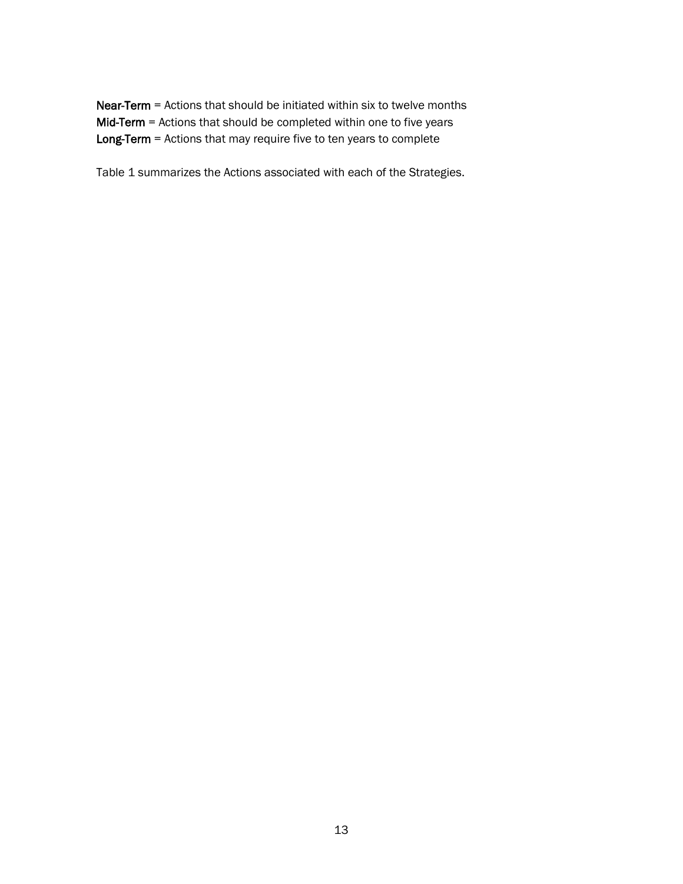**Near-Term** = Actions that should be initiated within six to twelve months
**Mid-Term** = Actions that should be completed within one to five years
**Long-Term** = Actions that may require five to ten years to complete

Table 1 summarizes the Actions associated with each of the Strategies.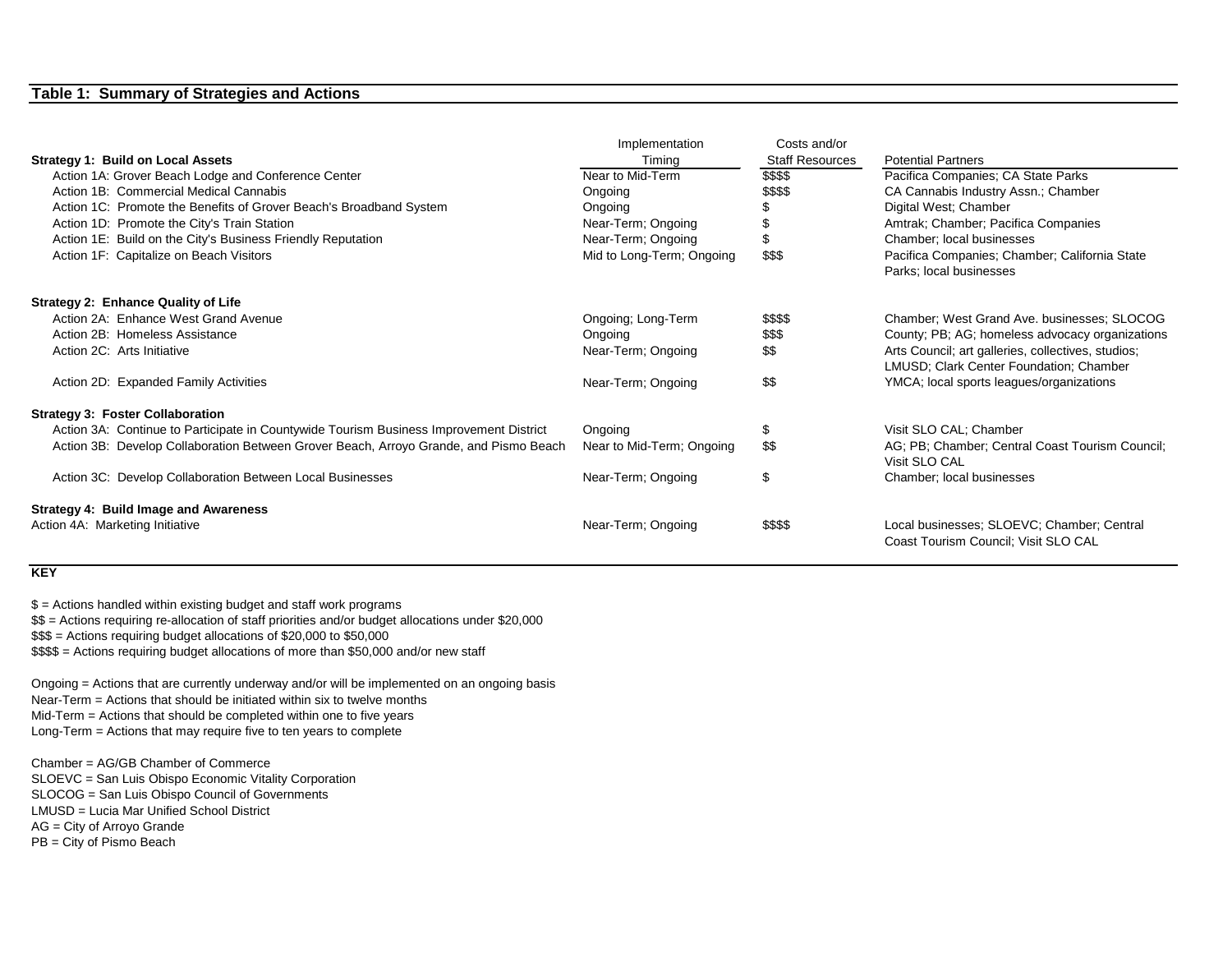## Table 1: Summary of Strategies and Actions

| | Implementation Timing | Costs and/or Staff Resources | Potential Partners |
|---|---|---|---|
| **Strategy 1: Build on Local Assets** | | | |
| Action 1A: Grover Beach Lodge and Conference Center | Near to Mid-Term | $$$$ | Pacifica Companies; CA State Parks |
| Action 1B: Commercial Medical Cannabis | Ongoing | $$$$ | CA Cannabis Industry Assn.; Chamber |
| Action 1C: Promote the Benefits of Grover Beach's Broadband System | Ongoing | $ | Digital West; Chamber |
| Action 1D: Promote the City's Train Station | Near-Term; Ongoing | $ | Amtrak; Chamber; Pacifica Companies |
| Action 1E: Build on the City's Business Friendly Reputation | Near-Term; Ongoing | $ | Chamber; local businesses |
| Action 1F: Capitalize on Beach Visitors | Mid to Long-Term; Ongoing | $$$ | Pacifica Companies; Chamber; California State Parks; local businesses |
| **Strategy 2: Enhance Quality of Life** | | | |
| Action 2A: Enhance West Grand Avenue | Ongoing; Long-Term | $$$$ | Chamber; West Grand Ave. businesses; SLOCOG |
| Action 2B: Homeless Assistance | Ongoing | $$$ | County; PB; AG; homeless advocacy organizations |
| Action 2C: Arts Initiative | Near-Term; Ongoing | $$ | Arts Council; art galleries, collectives, studios; LMUSD; Clark Center Foundation; Chamber |
| Action 2D: Expanded Family Activities | Near-Term; Ongoing | $$ | YMCA; local sports leagues/organizations |
| **Strategy 3: Foster Collaboration** | | | |
| Action 3A: Continue to Participate in Countywide Tourism Business Improvement District | Ongoing | $ | Visit SLO CAL; Chamber |
| Action 3B: Develop Collaboration Between Grover Beach, Arroyo Grande, and Pismo Beach | Near to Mid-Term; Ongoing | $$ | AG; PB; Chamber; Central Coast Tourism Council; Visit SLO CAL |
| Action 3C: Develop Collaboration Between Local Businesses | Near-Term; Ongoing | $ | Chamber; local businesses |
| **Strategy 4: Build Image and Awareness** | | | |
| Action 4A: Marketing Initiative | Near-Term; Ongoing | $$$$ | Local businesses; SLOEVC; Chamber; Central Coast Tourism Council; Visit SLO CAL |

**KEY**

$ = Actions handled within existing budget and staff work programs
$$ = Actions requiring re-allocation of staff priorities and/or budget allocations under $20,000
$$$ = Actions requiring budget allocations of $20,000 to $50,000
$$$$ = Actions requiring budget allocations of more than $50,000 and/or new staff

Ongoing = Actions that are currently underway and/or will be implemented on an ongoing basis
Near-Term = Actions that should be initiated within six to twelve months
Mid-Term = Actions that should be completed within one to five years
Long-Term = Actions that may require five to ten years to complete

Chamber = AG/GB Chamber of Commerce
SLOEVC = San Luis Obispo Economic Vitality Corporation
SLOCOG = San Luis Obispo Council of Governments
LMUSD = Lucia Mar Unified School District
AG = City of Arroyo Grande
PB = City of Pismo Beach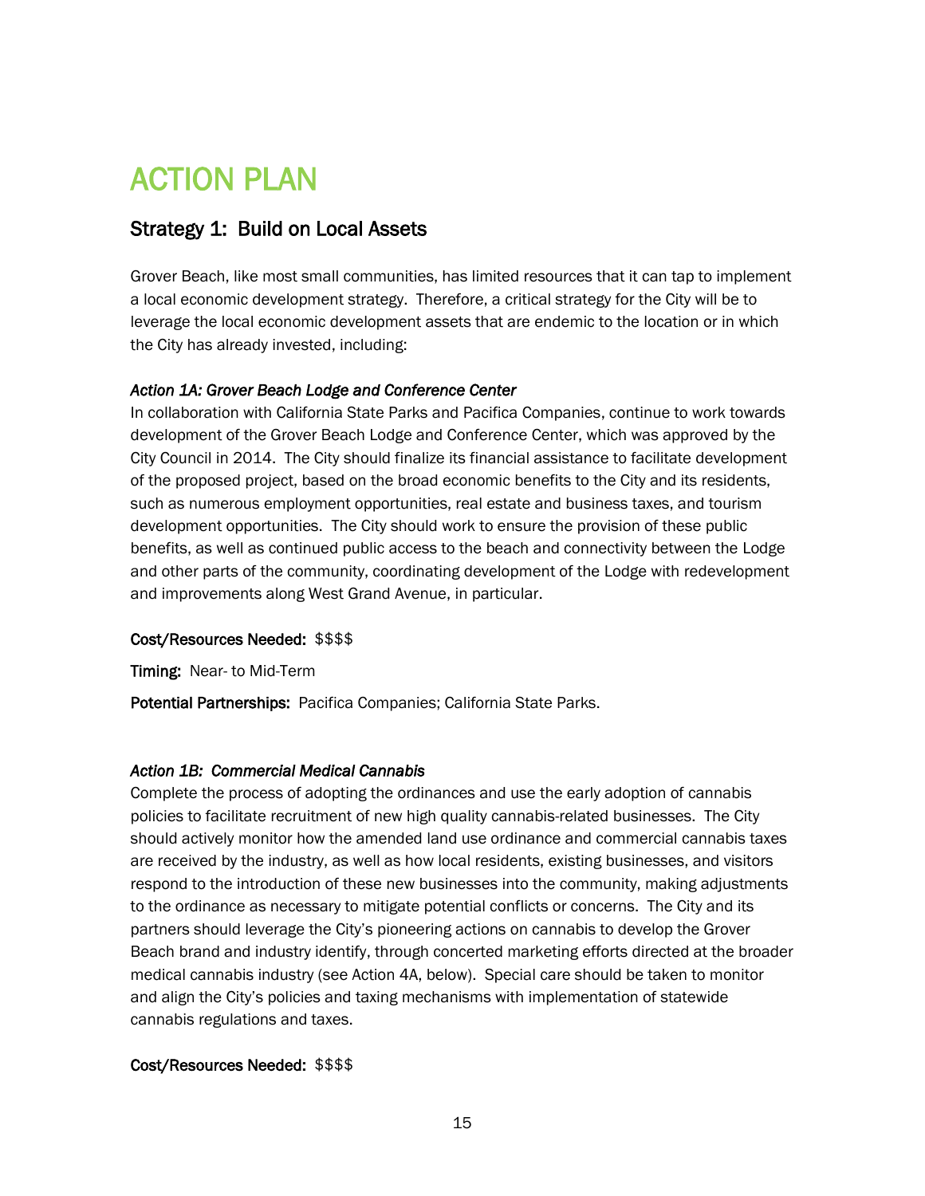# ACTION PLAN

## Strategy 1: Build on Local Assets

Grover Beach, like most small communities, has limited resources that it can tap to implement a local economic development strategy. Therefore, a critical strategy for the City will be to leverage the local economic development assets that are endemic to the location or in which the City has already invested, including:

*Action 1A: Grover Beach Lodge and Conference Center*

In collaboration with California State Parks and Pacifica Companies, continue to work towards development of the Grover Beach Lodge and Conference Center, which was approved by the City Council in 2014. The City should finalize its financial assistance to facilitate development of the proposed project, based on the broad economic benefits to the City and its residents, such as numerous employment opportunities, real estate and business taxes, and tourism development opportunities. The City should work to ensure the provision of these public benefits, as well as continued public access to the beach and connectivity between the Lodge and other parts of the community, coordinating development of the Lodge with redevelopment and improvements along West Grand Avenue, in particular.

**Cost/Resources Needed:** $$$$

**Timing:** Near- to Mid-Term

**Potential Partnerships:** Pacifica Companies; California State Parks.

*Action 1B: Commercial Medical Cannabis*

Complete the process of adopting the ordinances and use the early adoption of cannabis policies to facilitate recruitment of new high quality cannabis-related businesses. The City should actively monitor how the amended land use ordinance and commercial cannabis taxes are received by the industry, as well as how local residents, existing businesses, and visitors respond to the introduction of these new businesses into the community, making adjustments to the ordinance as necessary to mitigate potential conflicts or concerns. The City and its partners should leverage the City's pioneering actions on cannabis to develop the Grover Beach brand and industry identify, through concerted marketing efforts directed at the broader medical cannabis industry (see Action 4A, below). Special care should be taken to monitor and align the City's policies and taxing mechanisms with implementation of statewide cannabis regulations and taxes.

**Cost/Resources Needed:** $$$$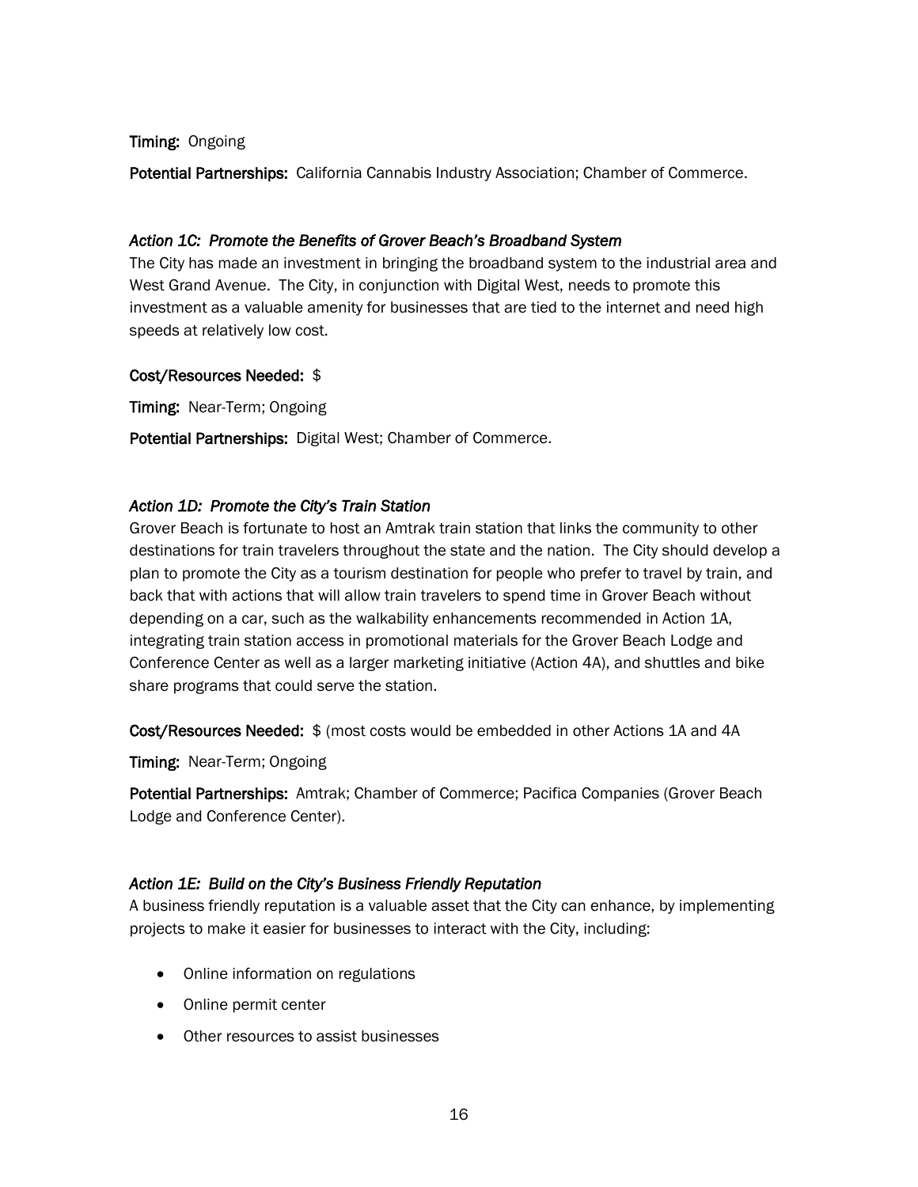**Timing:** Ongoing

**Potential Partnerships:** California Cannabis Industry Association; Chamber of Commerce.

*Action 1C: Promote the Benefits of Grover Beach's Broadband System*

The City has made an investment in bringing the broadband system to the industrial area and West Grand Avenue. The City, in conjunction with Digital West, needs to promote this investment as a valuable amenity for businesses that are tied to the internet and need high speeds at relatively low cost.

**Cost/Resources Needed:** $

**Timing:** Near-Term; Ongoing

**Potential Partnerships:** Digital West; Chamber of Commerce.

*Action 1D: Promote the City's Train Station*

Grover Beach is fortunate to host an Amtrak train station that links the community to other destinations for train travelers throughout the state and the nation. The City should develop a plan to promote the City as a tourism destination for people who prefer to travel by train, and back that with actions that will allow train travelers to spend time in Grover Beach without depending on a car, such as the walkability enhancements recommended in Action 1A, integrating train station access in promotional materials for the Grover Beach Lodge and Conference Center as well as a larger marketing initiative (Action 4A), and shuttles and bike share programs that could serve the station.

**Cost/Resources Needed:** $ (most costs would be embedded in other Actions 1A and 4A

**Timing:** Near-Term; Ongoing

**Potential Partnerships:** Amtrak; Chamber of Commerce; Pacifica Companies (Grover Beach Lodge and Conference Center).

*Action 1E: Build on the City's Business Friendly Reputation*

A business friendly reputation is a valuable asset that the City can enhance, by implementing projects to make it easier for businesses to interact with the City, including:

- Online information on regulations
- Online permit center
- Other resources to assist businesses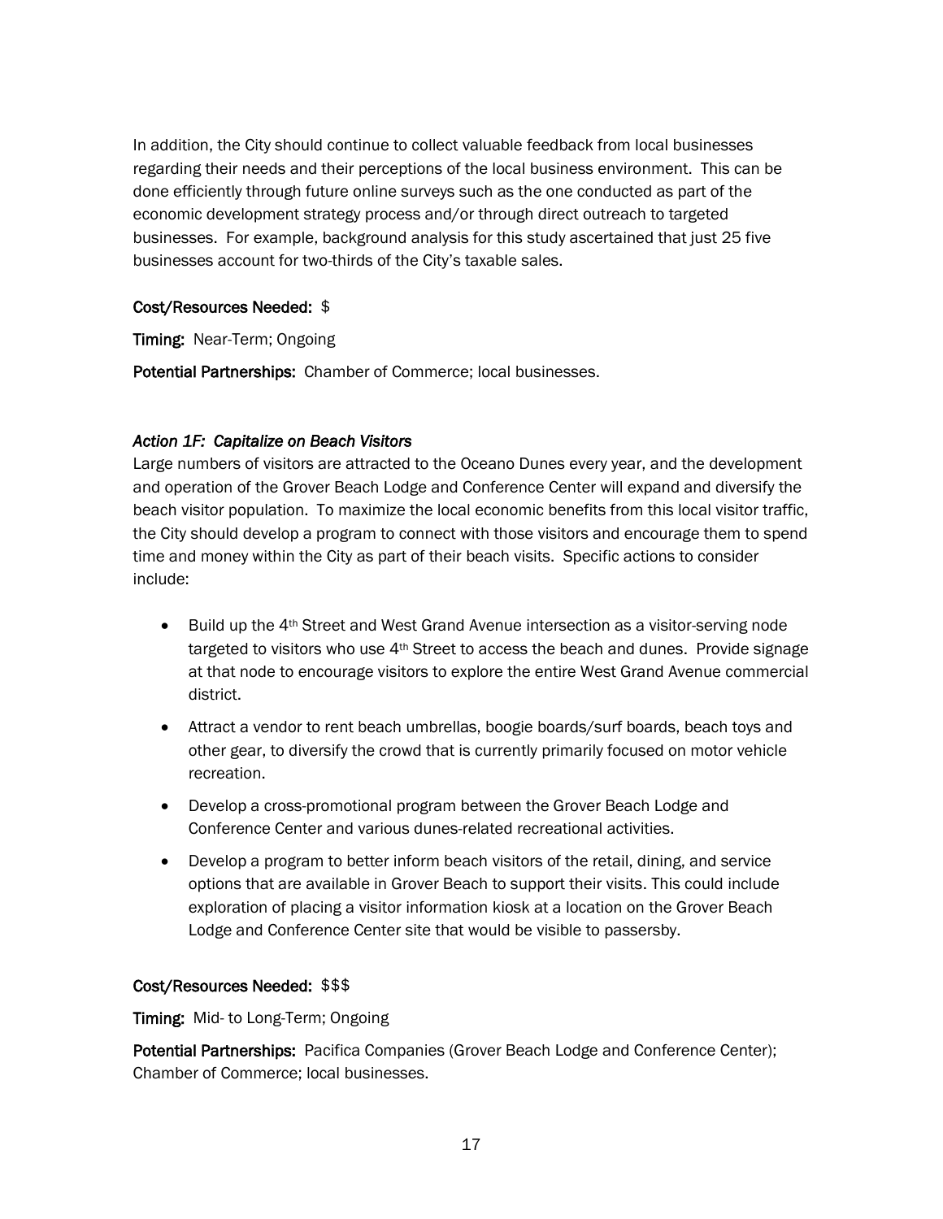In addition, the City should continue to collect valuable feedback from local businesses regarding their needs and their perceptions of the local business environment. This can be done efficiently through future online surveys such as the one conducted as part of the economic development strategy process and/or through direct outreach to targeted businesses. For example, background analysis for this study ascertained that just 25 five businesses account for two-thirds of the City's taxable sales.

**Cost/Resources Needed:** $

**Timing:** Near-Term; Ongoing

**Potential Partnerships:** Chamber of Commerce; local businesses.

*Action 1F: Capitalize on Beach Visitors*

Large numbers of visitors are attracted to the Oceano Dunes every year, and the development and operation of the Grover Beach Lodge and Conference Center will expand and diversify the beach visitor population. To maximize the local economic benefits from this local visitor traffic, the City should develop a program to connect with those visitors and encourage them to spend time and money within the City as part of their beach visits. Specific actions to consider include:

- Build up the 4th Street and West Grand Avenue intersection as a visitor-serving node targeted to visitors who use 4th Street to access the beach and dunes. Provide signage at that node to encourage visitors to explore the entire West Grand Avenue commercial district.
- Attract a vendor to rent beach umbrellas, boogie boards/surf boards, beach toys and other gear, to diversify the crowd that is currently primarily focused on motor vehicle recreation.
- Develop a cross-promotional program between the Grover Beach Lodge and Conference Center and various dunes-related recreational activities.
- Develop a program to better inform beach visitors of the retail, dining, and service options that are available in Grover Beach to support their visits. This could include exploration of placing a visitor information kiosk at a location on the Grover Beach Lodge and Conference Center site that would be visible to passersby.

**Cost/Resources Needed:** $$$

**Timing:** Mid- to Long-Term; Ongoing

**Potential Partnerships:** Pacifica Companies (Grover Beach Lodge and Conference Center); Chamber of Commerce; local businesses.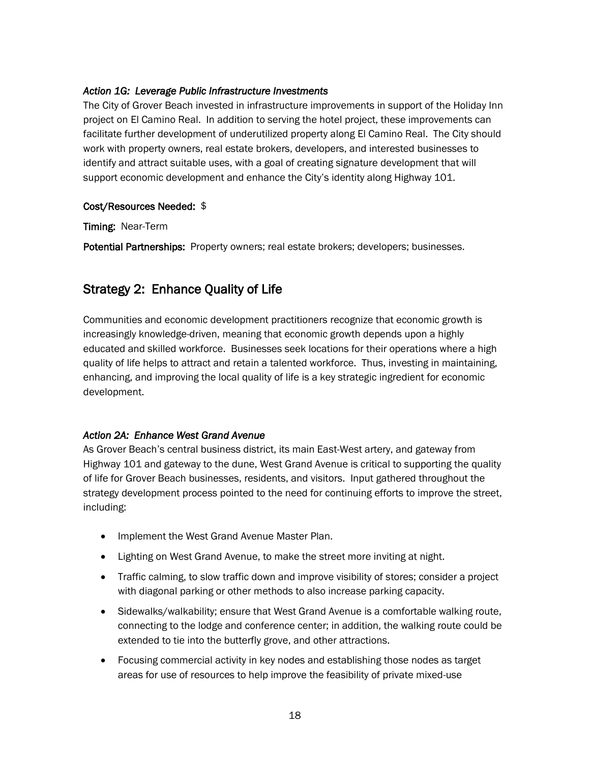*Action 1G: Leverage Public Infrastructure Investments*

The City of Grover Beach invested in infrastructure improvements in support of the Holiday Inn project on El Camino Real. In addition to serving the hotel project, these improvements can facilitate further development of underutilized property along El Camino Real. The City should work with property owners, real estate brokers, developers, and interested businesses to identify and attract suitable uses, with a goal of creating signature development that will support economic development and enhance the City's identity along Highway 101.

**Cost/Resources Needed:** $

**Timing:** Near-Term

**Potential Partnerships:** Property owners; real estate brokers; developers; businesses.

## Strategy 2: Enhance Quality of Life

Communities and economic development practitioners recognize that economic growth is increasingly knowledge-driven, meaning that economic growth depends upon a highly educated and skilled workforce. Businesses seek locations for their operations where a high quality of life helps to attract and retain a talented workforce. Thus, investing in maintaining, enhancing, and improving the local quality of life is a key strategic ingredient for economic development.

*Action 2A: Enhance West Grand Avenue*

As Grover Beach's central business district, its main East-West artery, and gateway from Highway 101 and gateway to the dune, West Grand Avenue is critical to supporting the quality of life for Grover Beach businesses, residents, and visitors. Input gathered throughout the strategy development process pointed to the need for continuing efforts to improve the street, including:

- Implement the West Grand Avenue Master Plan.
- Lighting on West Grand Avenue, to make the street more inviting at night.
- Traffic calming, to slow traffic down and improve visibility of stores; consider a project with diagonal parking or other methods to also increase parking capacity.
- Sidewalks/walkability; ensure that West Grand Avenue is a comfortable walking route, connecting to the lodge and conference center; in addition, the walking route could be extended to tie into the butterfly grove, and other attractions.
- Focusing commercial activity in key nodes and establishing those nodes as target areas for use of resources to help improve the feasibility of private mixed-use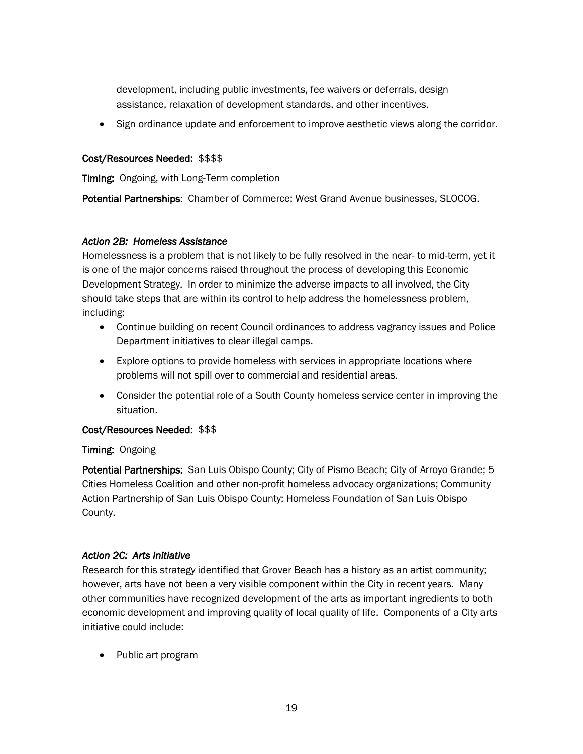development, including public investments, fee waivers or deferrals, design assistance, relaxation of development standards, and other incentives.

- Sign ordinance update and enforcement to improve aesthetic views along the corridor.

**Cost/Resources Needed:** $$$$

**Timing:** Ongoing, with Long-Term completion

**Potential Partnerships:** Chamber of Commerce; West Grand Avenue businesses, SLOCOG.

*Action 2B: Homeless Assistance*

Homelessness is a problem that is not likely to be fully resolved in the near- to mid-term, yet it is one of the major concerns raised throughout the process of developing this Economic Development Strategy. In order to minimize the adverse impacts to all involved, the City should take steps that are within its control to help address the homelessness problem, including:

- Continue building on recent Council ordinances to address vagrancy issues and Police Department initiatives to clear illegal camps.
- Explore options to provide homeless with services in appropriate locations where problems will not spill over to commercial and residential areas.
- Consider the potential role of a South County homeless service center in improving the situation.

**Cost/Resources Needed:** $$$

**Timing:** Ongoing

**Potential Partnerships:** San Luis Obispo County; City of Pismo Beach; City of Arroyo Grande; 5 Cities Homeless Coalition and other non-profit homeless advocacy organizations; Community Action Partnership of San Luis Obispo County; Homeless Foundation of San Luis Obispo County.

*Action 2C: Arts Initiative*

Research for this strategy identified that Grover Beach has a history as an artist community; however, arts have not been a very visible component within the City in recent years. Many other communities have recognized development of the arts as important ingredients to both economic development and improving quality of local quality of life. Components of a City arts initiative could include:

- Public art program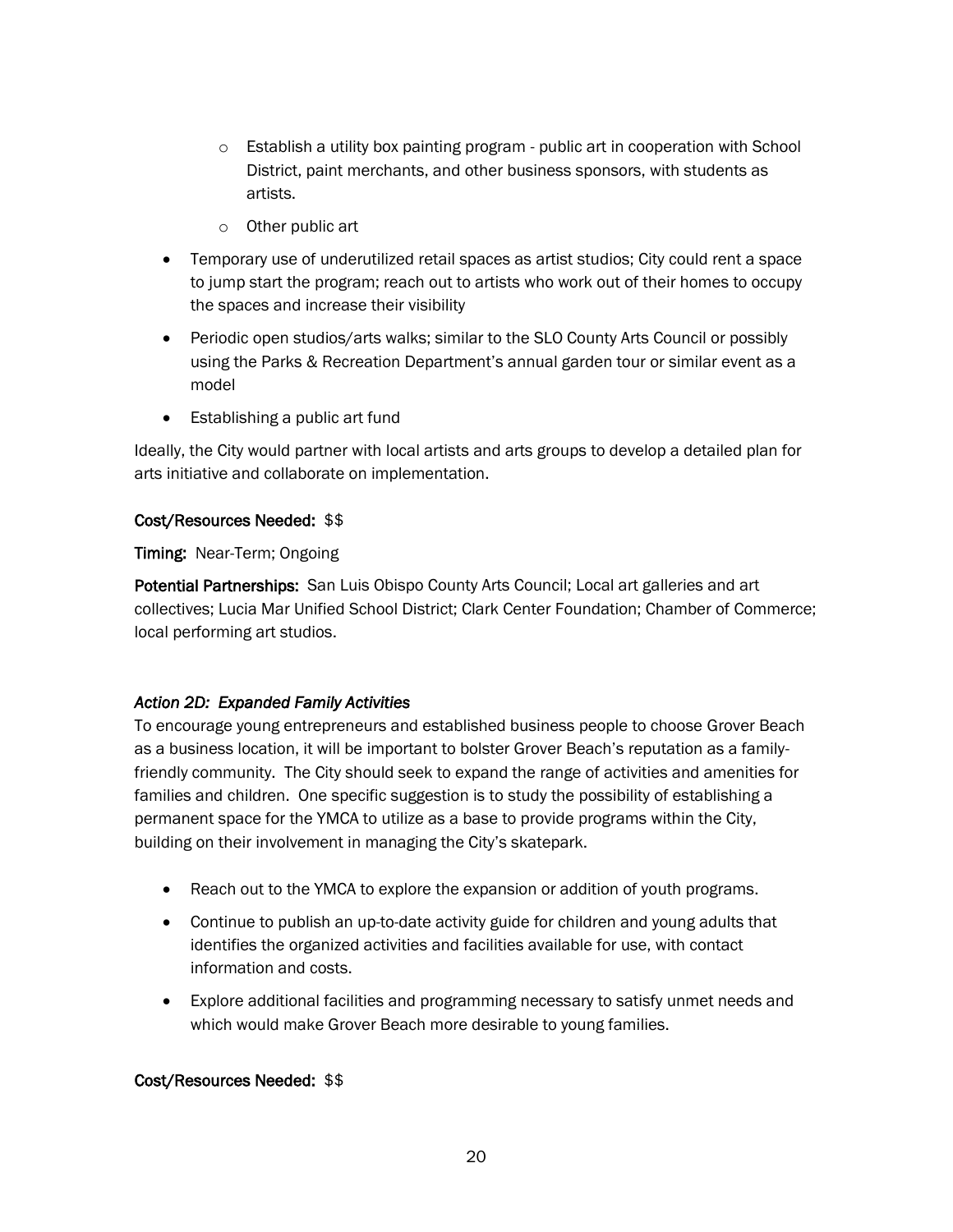- Establish a utility box painting program - public art in cooperation with School District, paint merchants, and other business sponsors, with students as artists.
  - Other public art
- Temporary use of underutilized retail spaces as artist studios; City could rent a space to jump start the program; reach out to artists who work out of their homes to occupy the spaces and increase their visibility
- Periodic open studios/arts walks; similar to the SLO County Arts Council or possibly using the Parks & Recreation Department's annual garden tour or similar event as a model
- Establishing a public art fund

Ideally, the City would partner with local artists and arts groups to develop a detailed plan for arts initiative and collaborate on implementation.

**Cost/Resources Needed:** $$

**Timing:** Near-Term; Ongoing

**Potential Partnerships:** San Luis Obispo County Arts Council; Local art galleries and art collectives; Lucia Mar Unified School District; Clark Center Foundation; Chamber of Commerce; local performing art studios.

*Action 2D: Expanded Family Activities*

To encourage young entrepreneurs and established business people to choose Grover Beach as a business location, it will be important to bolster Grover Beach's reputation as a family-friendly community. The City should seek to expand the range of activities and amenities for families and children. One specific suggestion is to study the possibility of establishing a permanent space for the YMCA to utilize as a base to provide programs within the City, building on their involvement in managing the City's skatepark.

- Reach out to the YMCA to explore the expansion or addition of youth programs.
- Continue to publish an up-to-date activity guide for children and young adults that identifies the organized activities and facilities available for use, with contact information and costs.
- Explore additional facilities and programming necessary to satisfy unmet needs and which would make Grover Beach more desirable to young families.

**Cost/Resources Needed:** $$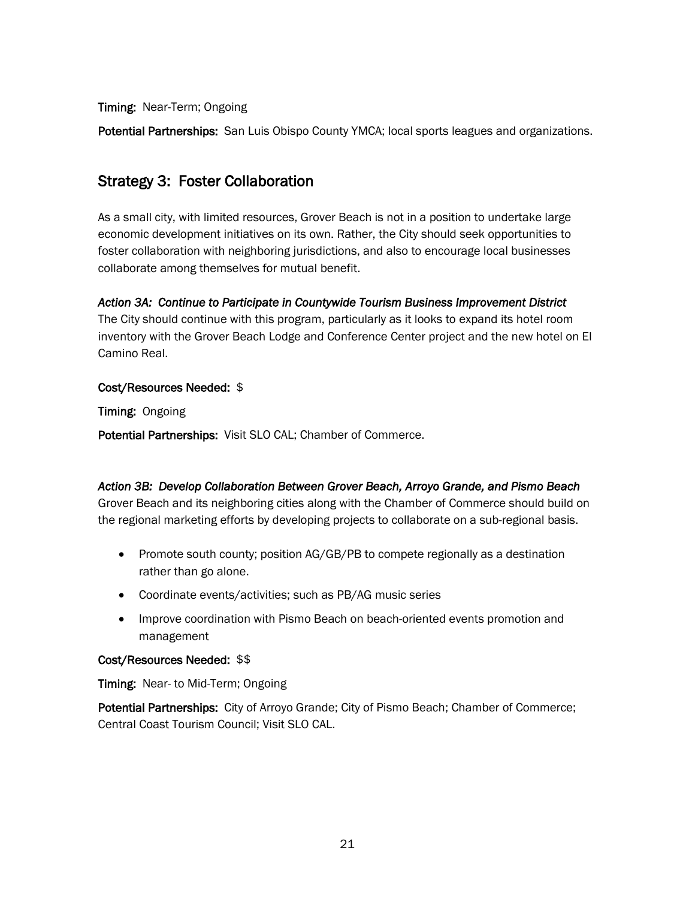**Timing:** Near-Term; Ongoing

**Potential Partnerships:** San Luis Obispo County YMCA; local sports leagues and organizations.

## Strategy 3: Foster Collaboration

As a small city, with limited resources, Grover Beach is not in a position to undertake large economic development initiatives on its own. Rather, the City should seek opportunities to foster collaboration with neighboring jurisdictions, and also to encourage local businesses collaborate among themselves for mutual benefit.

***Action 3A: Continue to Participate in Countywide Tourism Business Improvement District***
The City should continue with this program, particularly as it looks to expand its hotel room inventory with the Grover Beach Lodge and Conference Center project and the new hotel on El Camino Real.

**Cost/Resources Needed:** $

**Timing:** Ongoing

**Potential Partnerships:** Visit SLO CAL; Chamber of Commerce.

***Action 3B: Develop Collaboration Between Grover Beach, Arroyo Grande, and Pismo Beach***
Grover Beach and its neighboring cities along with the Chamber of Commerce should build on the regional marketing efforts by developing projects to collaborate on a sub-regional basis.

- Promote south county; position AG/GB/PB to compete regionally as a destination rather than go alone.
- Coordinate events/activities; such as PB/AG music series
- Improve coordination with Pismo Beach on beach-oriented events promotion and management

**Cost/Resources Needed:** $$

**Timing:** Near- to Mid-Term; Ongoing

**Potential Partnerships:** City of Arroyo Grande; City of Pismo Beach; Chamber of Commerce; Central Coast Tourism Council; Visit SLO CAL.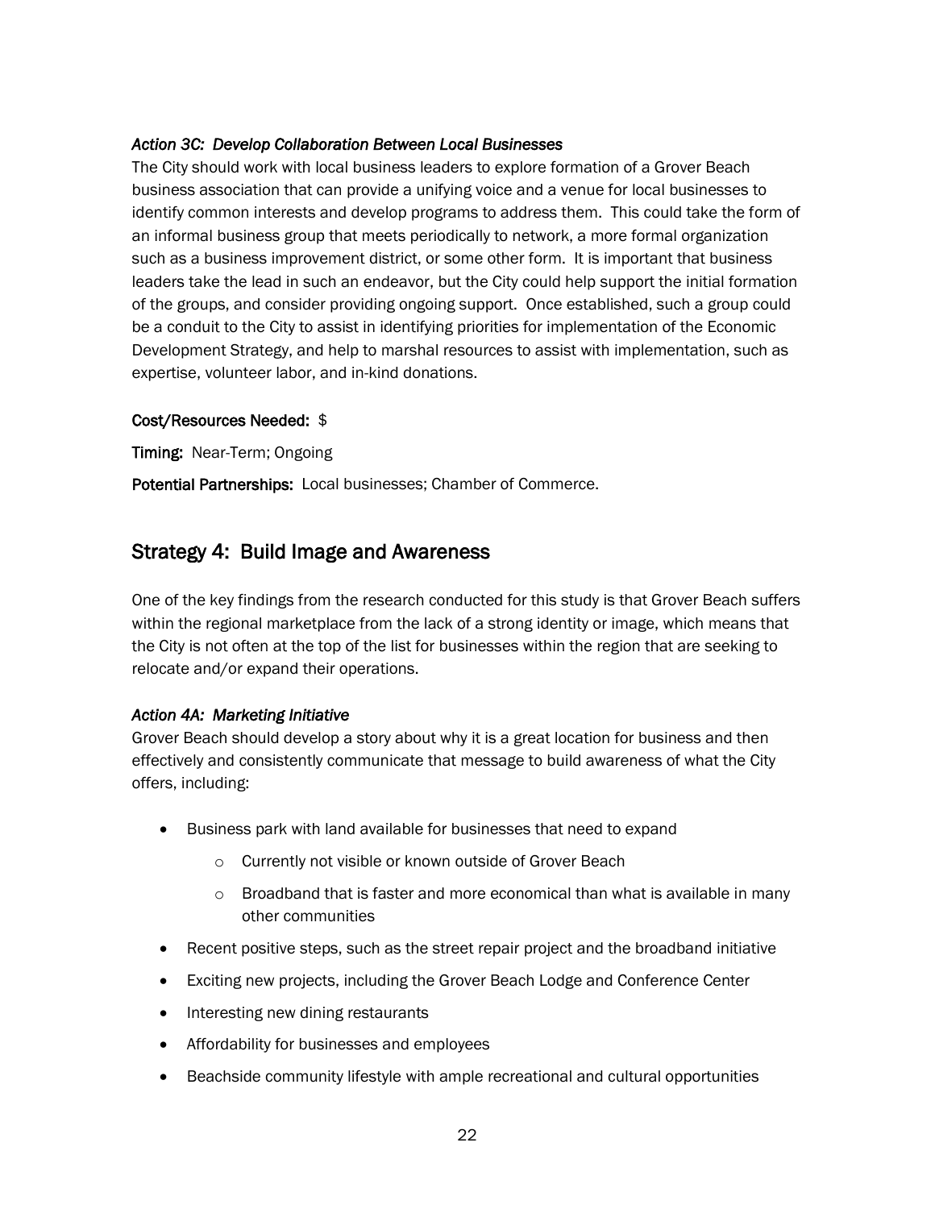### *Action 3C: Develop Collaboration Between Local Businesses*

The City should work with local business leaders to explore formation of a Grover Beach business association that can provide a unifying voice and a venue for local businesses to identify common interests and develop programs to address them. This could take the form of an informal business group that meets periodically to network, a more formal organization such as a business improvement district, or some other form. It is important that business leaders take the lead in such an endeavor, but the City could help support the initial formation of the groups, and consider providing ongoing support. Once established, such a group could be a conduit to the City to assist in identifying priorities for implementation of the Economic Development Strategy, and help to marshal resources to assist with implementation, such as expertise, volunteer labor, and in-kind donations.

**Cost/Resources Needed:** $

**Timing:** Near-Term; Ongoing

**Potential Partnerships:** Local businesses; Chamber of Commerce.

## Strategy 4: Build Image and Awareness

One of the key findings from the research conducted for this study is that Grover Beach suffers within the regional marketplace from the lack of a strong identity or image, which means that the City is not often at the top of the list for businesses within the region that are seeking to relocate and/or expand their operations.

### *Action 4A: Marketing Initiative*

Grover Beach should develop a story about why it is a great location for business and then effectively and consistently communicate that message to build awareness of what the City offers, including:

- Business park with land available for businesses that need to expand
  - Currently not visible or known outside of Grover Beach
  - Broadband that is faster and more economical than what is available in many other communities
- Recent positive steps, such as the street repair project and the broadband initiative
- Exciting new projects, including the Grover Beach Lodge and Conference Center
- Interesting new dining restaurants
- Affordability for businesses and employees
- Beachside community lifestyle with ample recreational and cultural opportunities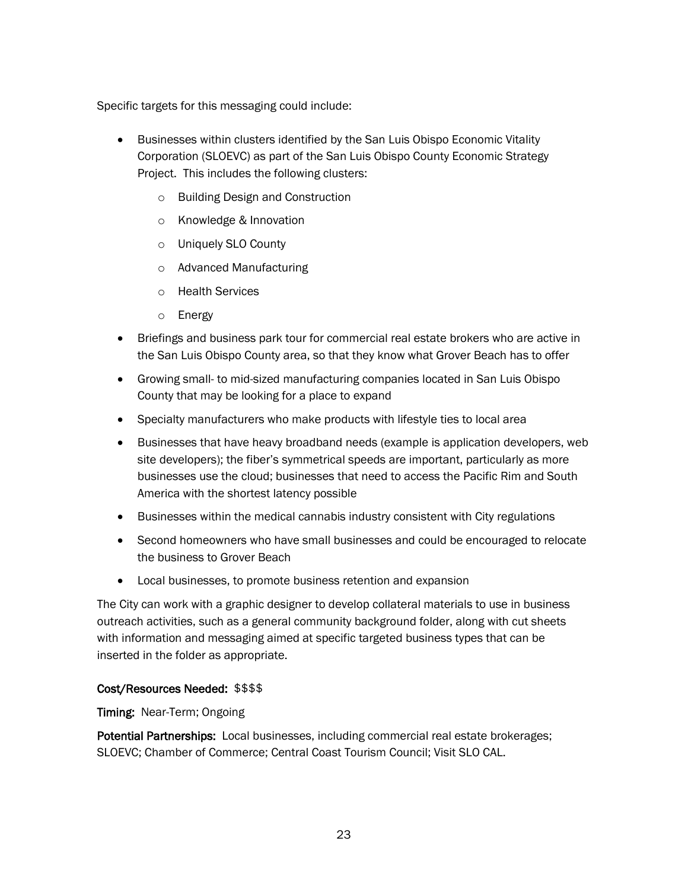Specific targets for this messaging could include:

- Businesses within clusters identified by the San Luis Obispo Economic Vitality Corporation (SLOEVC) as part of the San Luis Obispo County Economic Strategy Project. This includes the following clusters:
    - Building Design and Construction
    - Knowledge & Innovation
    - Uniquely SLO County
    - Advanced Manufacturing
    - Health Services
    - Energy
- Briefings and business park tour for commercial real estate brokers who are active in the San Luis Obispo County area, so that they know what Grover Beach has to offer
- Growing small- to mid-sized manufacturing companies located in San Luis Obispo County that may be looking for a place to expand
- Specialty manufacturers who make products with lifestyle ties to local area
- Businesses that have heavy broadband needs (example is application developers, web site developers); the fiber's symmetrical speeds are important, particularly as more businesses use the cloud; businesses that need to access the Pacific Rim and South America with the shortest latency possible
- Businesses within the medical cannabis industry consistent with City regulations
- Second homeowners who have small businesses and could be encouraged to relocate the business to Grover Beach
- Local businesses, to promote business retention and expansion

The City can work with a graphic designer to develop collateral materials to use in business outreach activities, such as a general community background folder, along with cut sheets with information and messaging aimed at specific targeted business types that can be inserted in the folder as appropriate.

**Cost/Resources Needed:** $$$$

**Timing:** Near-Term; Ongoing

**Potential Partnerships:** Local businesses, including commercial real estate brokerages; SLOEVC; Chamber of Commerce; Central Coast Tourism Council; Visit SLO CAL.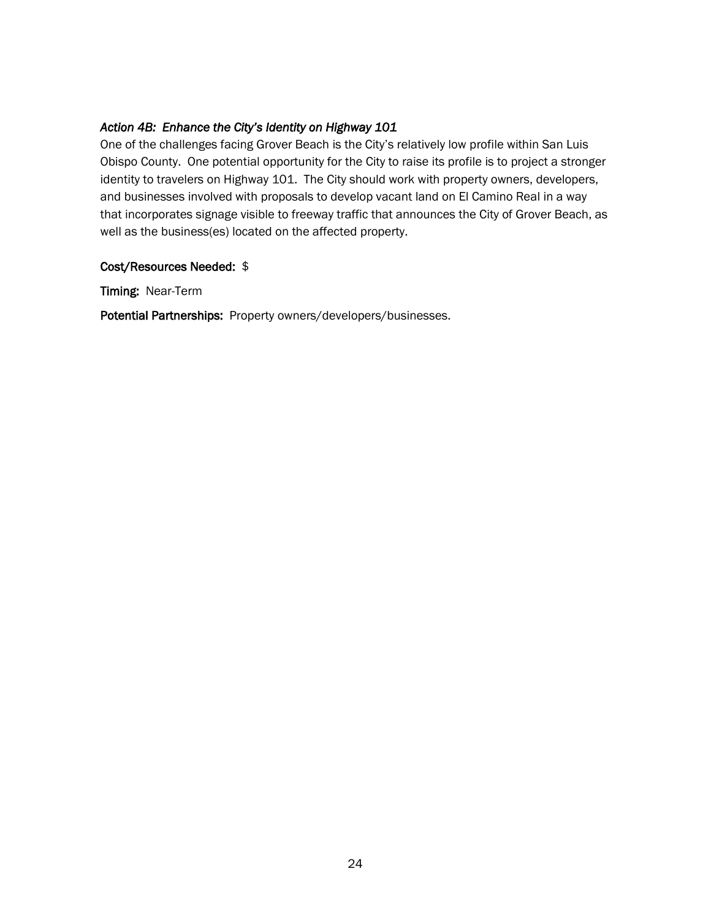### *Action 4B: Enhance the City's Identity on Highway 101*

One of the challenges facing Grover Beach is the City's relatively low profile within San Luis Obispo County. One potential opportunity for the City to raise its profile is to project a stronger identity to travelers on Highway 101. The City should work with property owners, developers, and businesses involved with proposals to develop vacant land on El Camino Real in a way that incorporates signage visible to freeway traffic that announces the City of Grover Beach, as well as the business(es) located on the affected property.

**Cost/Resources Needed:** $

**Timing:** Near-Term

**Potential Partnerships:** Property owners/developers/businesses.